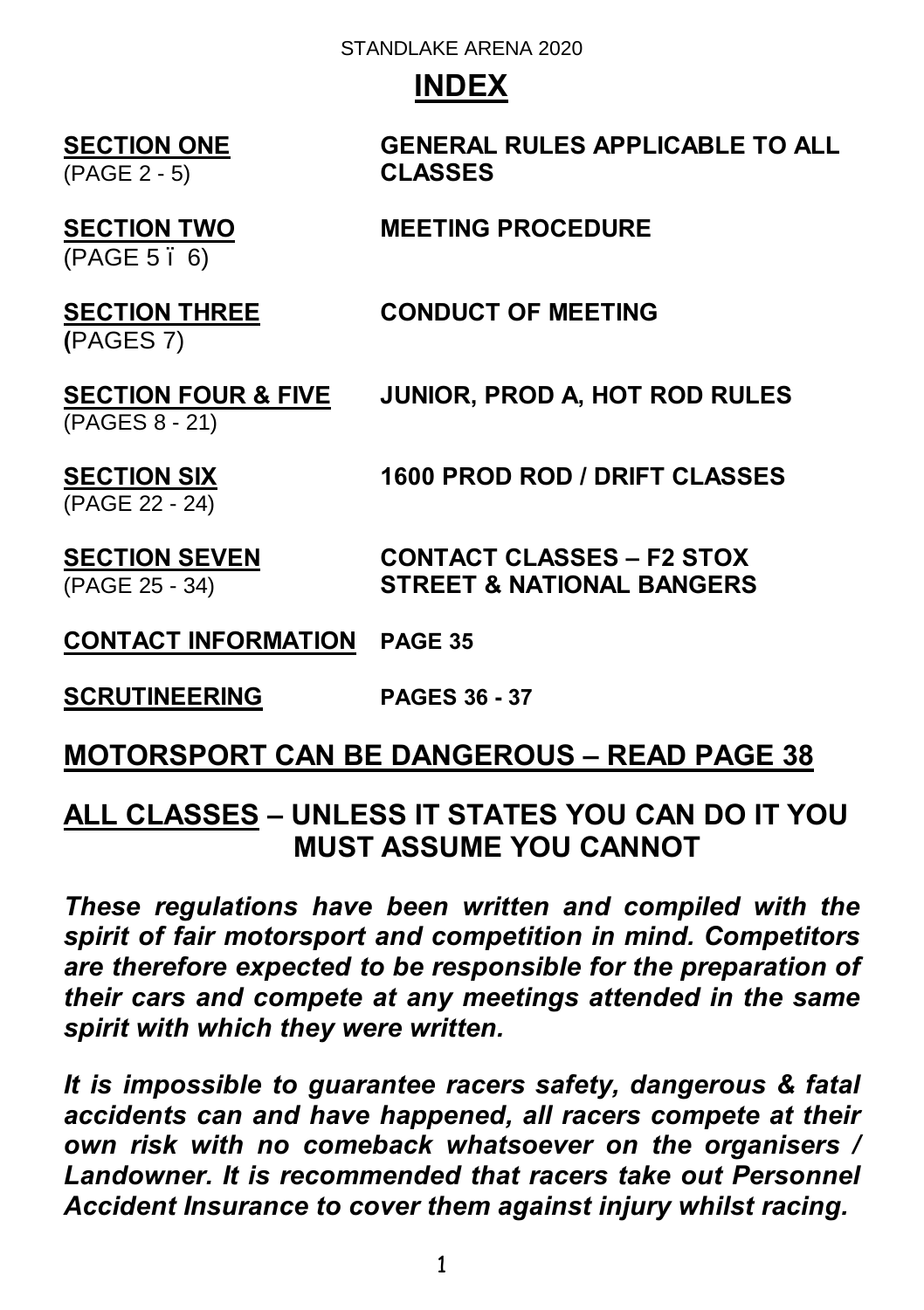STANDLAKE ARENA 2020

# INDEX

| | |
|---|---|
| **SECTION ONE** (PAGE 2 - 5) | **GENERAL RULES APPLICABLE TO ALL CLASSES** |
| **SECTION TWO** (PAGE 5 – 6) | **MEETING PROCEDURE** |
| **SECTION THREE** (PAGES 7) | **CONDUCT OF MEETING** |
| **SECTION FOUR & FIVE** (PAGES 8 - 21) | **JUNIOR, PROD A, HOT ROD RULES** |
| **SECTION SIX** (PAGE 22 - 24) | **1600 PROD ROD / DRIFT CLASSES** |
| **SECTION SEVEN** (PAGE 25 - 34) | **CONTACT CLASSES – F2 STOX STREET & NATIONAL BANGERS** |
| **CONTACT INFORMATION** | **PAGE 35** |
| **SCRUTINEERING** | **PAGES 36 - 37** |

## MOTORSPORT CAN BE DANGEROUS – READ PAGE 38

## ALL CLASSES – UNLESS IT STATES YOU CAN DO IT YOU MUST ASSUME YOU CANNOT

***These regulations have been written and compiled with the spirit of fair motorsport and competition in mind. Competitors are therefore expected to be responsible for the preparation of their cars and compete at any meetings attended in the same spirit with which they were written.***

***It is impossible to guarantee racers safety, dangerous & fatal accidents can and have happened, all racers compete at their own risk with no comeback whatsoever on the organisers / Landowner. It is recommended that racers take out Personnel Accident Insurance to cover them against injury whilst racing.***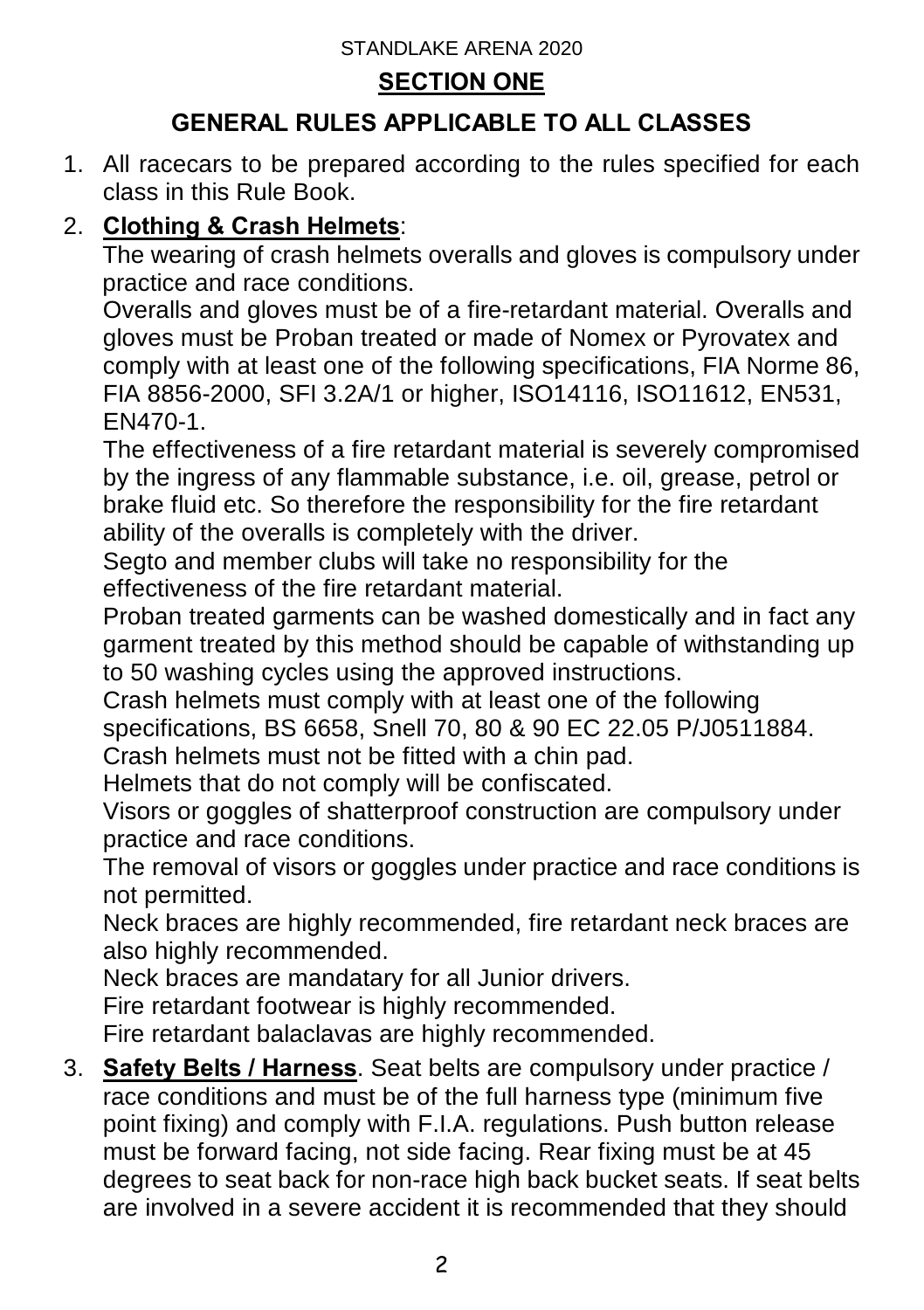STANDLAKE ARENA 2020

## SECTION ONE

## GENERAL RULES APPLICABLE TO ALL CLASSES

1. All racecars to be prepared according to the rules specified for each class in this Rule Book.

2. **Clothing & Crash Helmets**:
   The wearing of crash helmets overalls and gloves is compulsory under practice and race conditions.
   Overalls and gloves must be of a fire-retardant material. Overalls and gloves must be Proban treated or made of Nomex or Pyrovatex and comply with at least one of the following specifications, FIA Norme 86, FIA 8856-2000, SFI 3.2A/1 or higher, ISO14116, ISO11612, EN531, EN470-1.
   The effectiveness of a fire retardant material is severely compromised by the ingress of any flammable substance, i.e. oil, grease, petrol or brake fluid etc. So therefore the responsibility for the fire retardant ability of the overalls is completely with the driver.
   Segto and member clubs will take no responsibility for the effectiveness of the fire retardant material.
   Proban treated garments can be washed domestically and in fact any garment treated by this method should be capable of withstanding up to 50 washing cycles using the approved instructions.
   Crash helmets must comply with at least one of the following specifications, BS 6658, Snell 70, 80 & 90 EC 22.05 P/J0511884.
   Crash helmets must not be fitted with a chin pad.
   Helmets that do not comply will be confiscated.
   Visors or goggles of shatterproof construction are compulsory under practice and race conditions.
   The removal of visors or goggles under practice and race conditions is not permitted.
   Neck braces are highly recommended, fire retardant neck braces are also highly recommended.
   Neck braces are mandatary for all Junior drivers.
   Fire retardant footwear is highly recommended.
   Fire retardant balaclavas are highly recommended.

3. **Safety Belts / Harness**. Seat belts are compulsory under practice / race conditions and must be of the full harness type (minimum five point fixing) and comply with F.I.A. regulations. Push button release must be forward facing, not side facing. Rear fixing must be at 45 degrees to seat back for non-race high back bucket seats. If seat belts are involved in a severe accident it is recommended that they should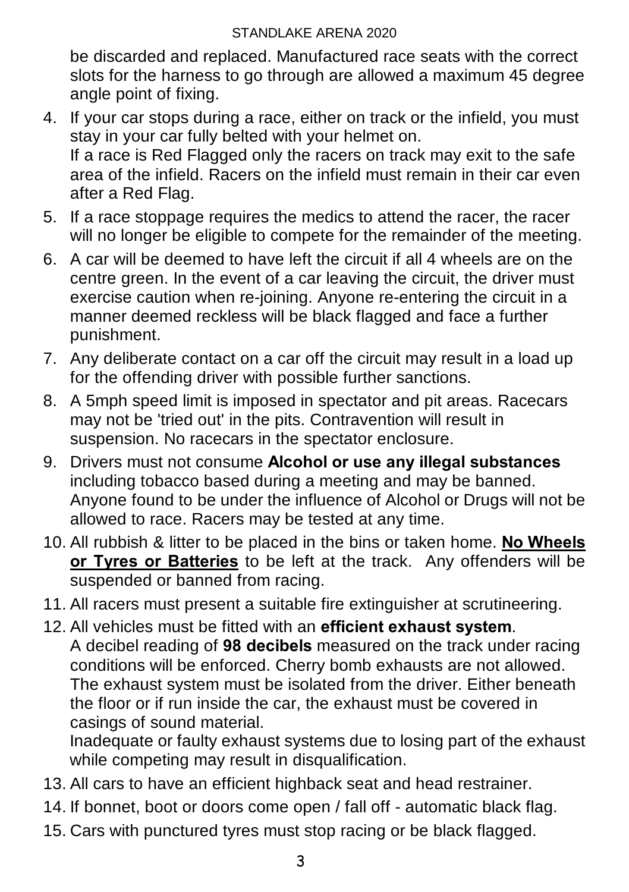be discarded and replaced. Manufactured race seats with the correct slots for the harness to go through are allowed a maximum 45 degree angle point of fixing.

4. If your car stops during a race, either on track or the infield, you must stay in your car fully belted with your helmet on.
   If a race is Red Flagged only the racers on track may exit to the safe area of the infield. Racers on the infield must remain in their car even after a Red Flag.
5. If a race stoppage requires the medics to attend the racer, the racer will no longer be eligible to compete for the remainder of the meeting.
6. A car will be deemed to have left the circuit if all 4 wheels are on the centre green. In the event of a car leaving the circuit, the driver must exercise caution when re-joining. Anyone re-entering the circuit in a manner deemed reckless will be black flagged and face a further punishment.
7. Any deliberate contact on a car off the circuit may result in a load up for the offending driver with possible further sanctions.
8. A 5mph speed limit is imposed in spectator and pit areas. Racecars may not be 'tried out' in the pits. Contravention will result in suspension. No racecars in the spectator enclosure.
9. Drivers must not consume **Alcohol or use any illegal substances** including tobacco based during a meeting and may be banned. Anyone found to be under the influence of Alcohol or Drugs will not be allowed to race. Racers may be tested at any time.
10. All rubbish & litter to be placed in the bins or taken home. **No Wheels or Tyres or Batteries** to be left at the track. Any offenders will be suspended or banned from racing.
11. All racers must present a suitable fire extinguisher at scrutineering.
12. All vehicles must be fitted with an **efficient exhaust system**.
    A decibel reading of **98 decibels** measured on the track under racing conditions will be enforced. Cherry bomb exhausts are not allowed. The exhaust system must be isolated from the driver. Either beneath the floor or if run inside the car, the exhaust must be covered in casings of sound material.
    Inadequate or faulty exhaust systems due to losing part of the exhaust while competing may result in disqualification.
13. All cars to have an efficient highback seat and head restrainer.
14. If bonnet, boot or doors come open / fall off - automatic black flag.
15. Cars with punctured tyres must stop racing or be black flagged.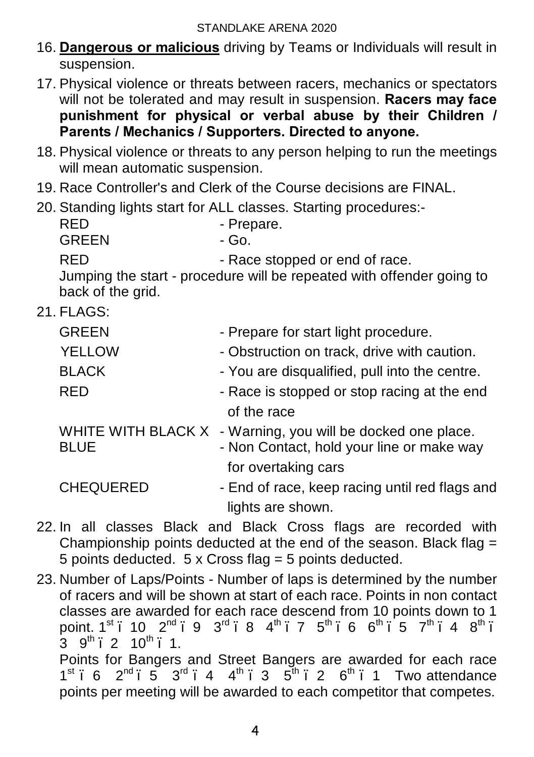16. **Dangerous or malicious** driving by Teams or Individuals will result in suspension.
17. Physical violence or threats between racers, mechanics or spectators will not be tolerated and may result in suspension. **Racers may face punishment for physical or verbal abuse by their Children / Parents / Mechanics / Supporters. Directed to anyone.**
18. Physical violence or threats to any person helping to run the meetings will mean automatic suspension.
19. Race Controller's and Clerk of the Course decisions are FINAL.
20. Standing lights start for ALL classes. Starting procedures:-

    RED - Prepare.
    GREEN - Go.
    RED - Race stopped or end of race.

    Jumping the start - procedure will be repeated with offender going to back of the grid.
21. FLAGS:

    | | |
    |---|---|
    | GREEN | - Prepare for start light procedure. |
    | YELLOW | - Obstruction on track, drive with caution. |
    | BLACK | - You are disqualified, pull into the centre. |
    | RED | - Race is stopped or stop racing at the end of the race |
    | WHITE WITH BLACK X | - Warning, you will be docked one place. |
    | BLUE | - Non Contact, hold your line or make way for overtaking cars |
    | CHEQUERED | - End of race, keep racing until red flags and lights are shown. |

22. In all classes Black and Black Cross flags are recorded with Championship points deducted at the end of the season. Black flag = 5 points deducted. 5 x Cross flag = 5 points deducted.
23. Number of Laps/Points - Number of laps is determined by the number of racers and will be shown at start of each race. Points in non contact classes are awarded for each race descend from 10 points down to 1 point. 1st ï 10 2nd ï 9 3rd ï 8 4th ï 7 5th ï 6 6th ï 5 7th ï 4 8th ï 3 9th ï 2 10th ï 1.

    Points for Bangers and Street Bangers are awarded for each race 1st ï 6 2nd ï 5 3rd ï 4 4th ï 3 5th ï 2 6th ï 1 Two attendance points per meeting will be awarded to each competitor that competes.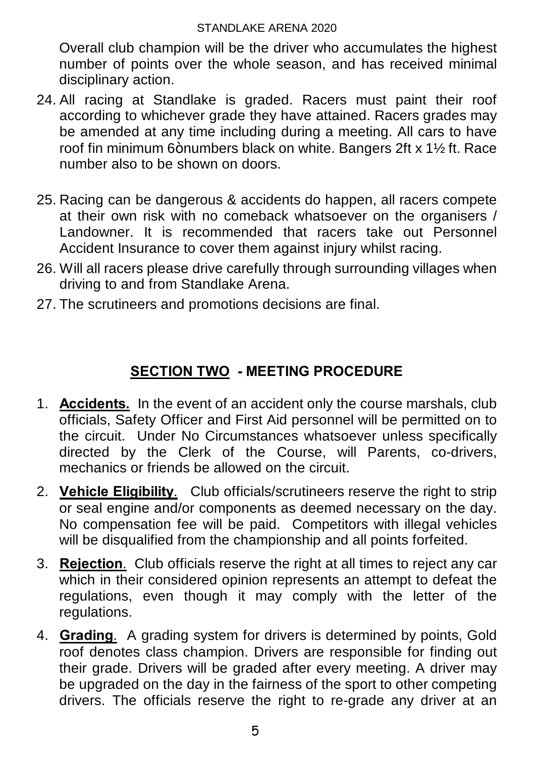Overall club champion will be the driver who accumulates the highest number of points over the whole season, and has received minimal disciplinary action.

24. All racing at Standlake is graded. Racers must paint their roof according to whichever grade they have attained. Racers grades may be amended at any time including during a meeting. All cars to have roof fin minimum 6ònumbers black on white. Bangers 2ft x 1½ ft. Race number also to be shown on doors.

25. Racing can be dangerous & accidents do happen, all racers compete at their own risk with no comeback whatsoever on the organisers / Landowner. It is recommended that racers take out Personnel Accident Insurance to cover them against injury whilst racing.

26. Will all racers please drive carefully through surrounding villages when driving to and from Standlake Arena.

27. The scrutineers and promotions decisions are final.

## SECTION TWO - MEETING PROCEDURE

1. **Accidents.** In the event of an accident only the course marshals, club officials, Safety Officer and First Aid personnel will be permitted on to the circuit. Under No Circumstances whatsoever unless specifically directed by the Clerk of the Course, will Parents, co-drivers, mechanics or friends be allowed on the circuit.

2. **Vehicle Eligibility**. Club officials/scrutineers reserve the right to strip or seal engine and/or components as deemed necessary on the day. No compensation fee will be paid. Competitors with illegal vehicles will be disqualified from the championship and all points forfeited.

3. **Rejection**. Club officials reserve the right at all times to reject any car which in their considered opinion represents an attempt to defeat the regulations, even though it may comply with the letter of the regulations.

4. **Grading**. A grading system for drivers is determined by points, Gold roof denotes class champion. Drivers are responsible for finding out their grade. Drivers will be graded after every meeting. A driver may be upgraded on the day in the fairness of the sport to other competing drivers. The officials reserve the right to re-grade any driver at an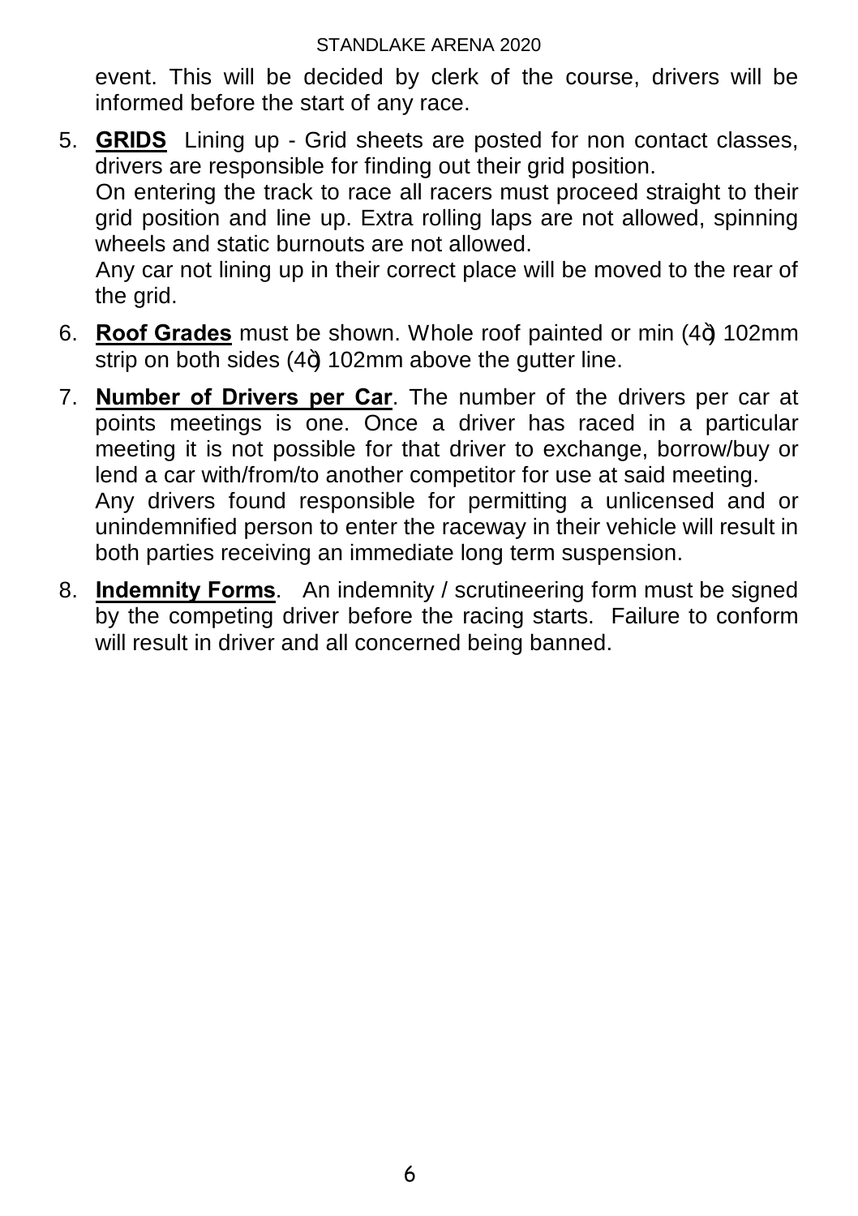event. This will be decided by clerk of the course, drivers will be informed before the start of any race.

5. **GRIDS** Lining up - Grid sheets are posted for non contact classes, drivers are responsible for finding out their grid position.
   On entering the track to race all racers must proceed straight to their grid position and line up. Extra rolling laps are not allowed, spinning wheels and static burnouts are not allowed.
   Any car not lining up in their correct place will be moved to the rear of the grid.

6. **Roof Grades** must be shown. Whole roof painted or min (4") 102mm strip on both sides (4") 102mm above the gutter line.

7. **Number of Drivers per Car**. The number of the drivers per car at points meetings is one. Once a driver has raced in a particular meeting it is not possible for that driver to exchange, borrow/buy or lend a car with/from/to another competitor for use at said meeting.
   Any drivers found responsible for permitting a unlicensed and or unindemnified person to enter the raceway in their vehicle will result in both parties receiving an immediate long term suspension.

8. **Indemnity Forms**. An indemnity / scrutineering form must be signed by the competing driver before the racing starts. Failure to conform will result in driver and all concerned being banned.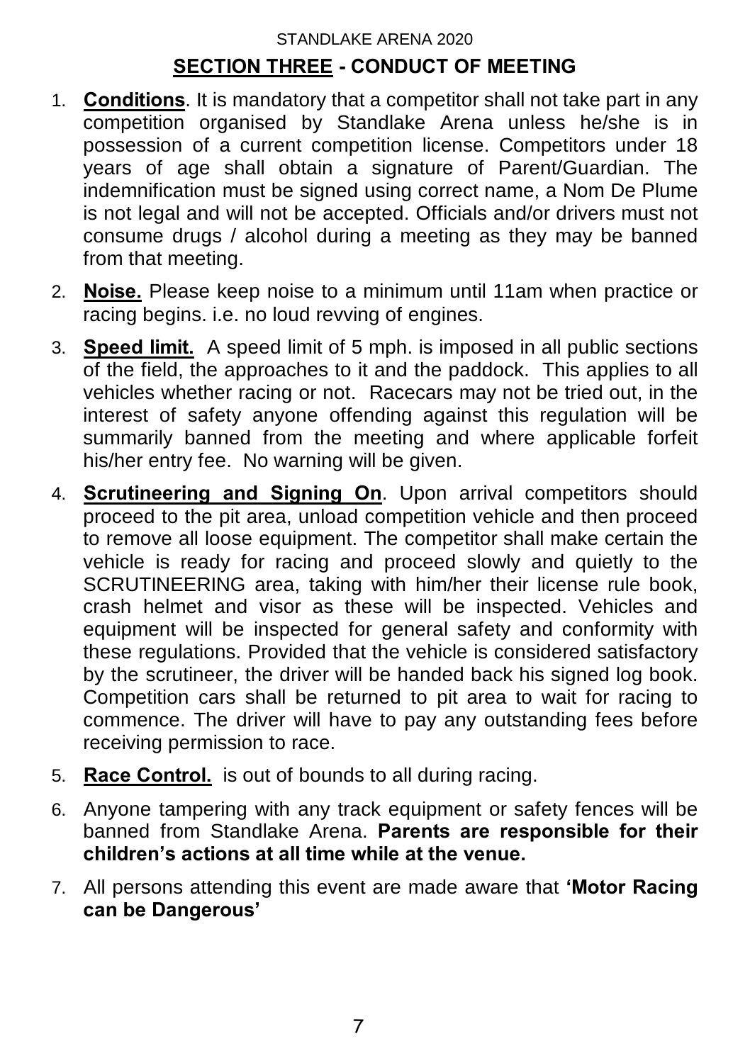## **SECTION THREE** - CONDUCT OF MEETING

1. **Conditions**. It is mandatory that a competitor shall not take part in any competition organised by Standlake Arena unless he/she is in possession of a current competition license. Competitors under 18 years of age shall obtain a signature of Parent/Guardian. The indemnification must be signed using correct name, a Nom De Plume is not legal and will not be accepted. Officials and/or drivers must not consume drugs / alcohol during a meeting as they may be banned from that meeting.

2. **Noise.** Please keep noise to a minimum until 11am when practice or racing begins. i.e. no loud revving of engines.

3. **Speed limit.** A speed limit of 5 mph. is imposed in all public sections of the field, the approaches to it and the paddock. This applies to all vehicles whether racing or not. Racecars may not be tried out, in the interest of safety anyone offending against this regulation will be summarily banned from the meeting and where applicable forfeit his/her entry fee. No warning will be given.

4. **Scrutineering and Signing On**. Upon arrival competitors should proceed to the pit area, unload competition vehicle and then proceed to remove all loose equipment. The competitor shall make certain the vehicle is ready for racing and proceed slowly and quietly to the SCRUTINEERING area, taking with him/her their license rule book, crash helmet and visor as these will be inspected. Vehicles and equipment will be inspected for general safety and conformity with these regulations. Provided that the vehicle is considered satisfactory by the scrutineer, the driver will be handed back his signed log book. Competition cars shall be returned to pit area to wait for racing to commence. The driver will have to pay any outstanding fees before receiving permission to race.

5. **Race Control.** is out of bounds to all during racing.

6. Anyone tampering with any track equipment or safety fences will be banned from Standlake Arena. **Parents are responsible for their children's actions at all time while at the venue.**

7. All persons attending this event are made aware that **'Motor Racing can be Dangerous'**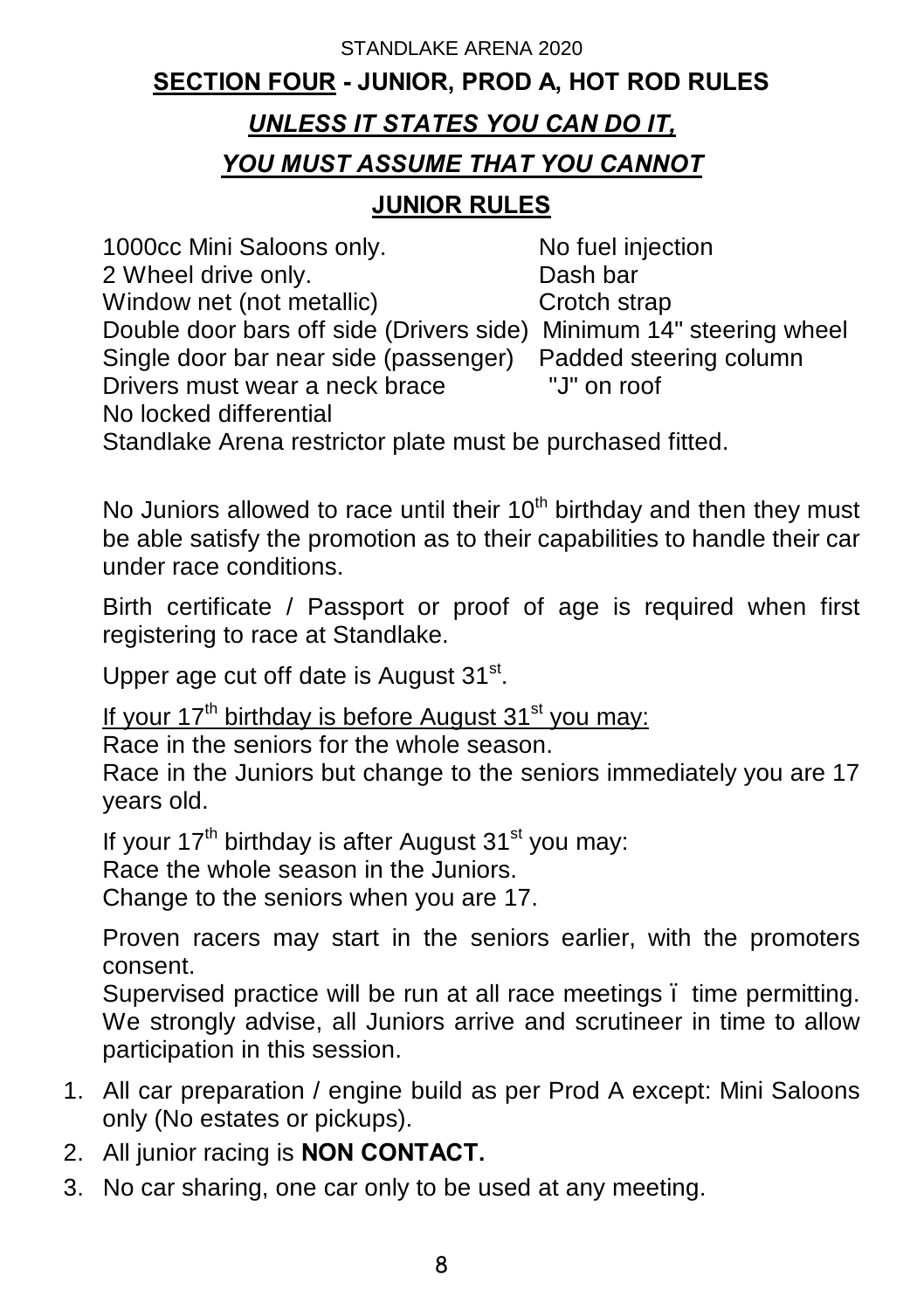STANDLAKE ARENA 2020

## SECTION FOUR - JUNIOR, PROD A, HOT ROD RULES

### *UNLESS IT STATES YOU CAN DO IT,*

### *YOU MUST ASSUME THAT YOU CANNOT*

### JUNIOR RULES

1000cc Mini Saloons only.
2 Wheel drive only.
Window net (not metallic)
Double door bars off side (Drivers side)
Single door bar near side (passenger)
Drivers must wear a neck brace
No locked differential
No fuel injection
Dash bar
Crotch strap
Minimum 14" steering wheel
Padded steering column
"J" on roof

Standlake Arena restrictor plate must be purchased fitted.

No Juniors allowed to race until their 10th birthday and then they must be able satisfy the promotion as to their capabilities to handle their car under race conditions.

Birth certificate / Passport or proof of age is required when first registering to race at Standlake.

Upper age cut off date is August 31st.

If your 17th birthday is before August 31st you may:
Race in the seniors for the whole season.
Race in the Juniors but change to the seniors immediately you are 17 years old.

If your 17th birthday is after August 31st you may:
Race the whole season in the Juniors.
Change to the seniors when you are 17.

Proven racers may start in the seniors earlier, with the promoters consent.
Supervised practice will be run at all race meetings – time permitting. We strongly advise, all Juniors arrive and scrutineer in time to allow participation in this session.

1. All car preparation / engine build as per Prod A except: Mini Saloons only (No estates or pickups).
2. All junior racing is **NON CONTACT.**
3. No car sharing, one car only to be used at any meeting.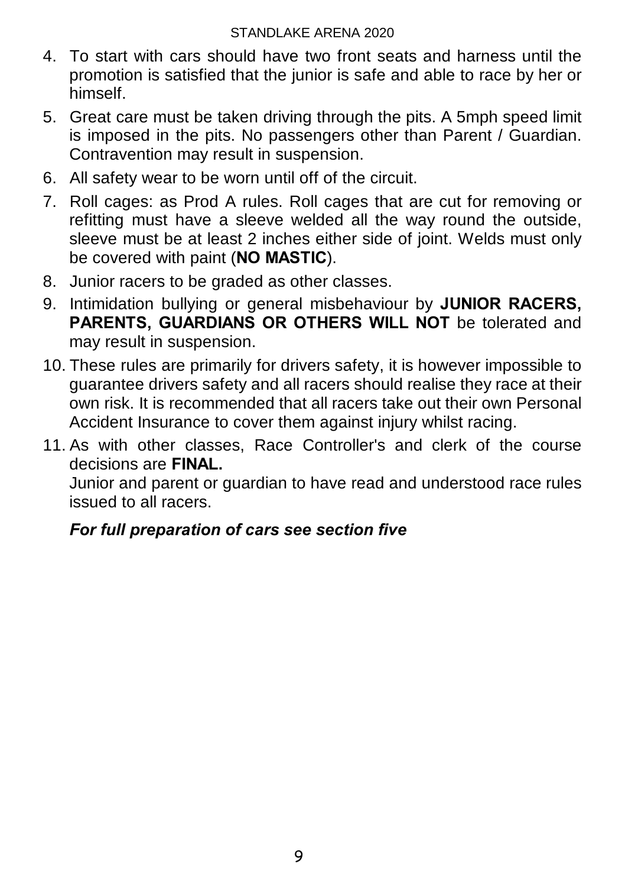4. To start with cars should have two front seats and harness until the promotion is satisfied that the junior is safe and able to race by her or himself.
5. Great care must be taken driving through the pits. A 5mph speed limit is imposed in the pits. No passengers other than Parent / Guardian. Contravention may result in suspension.
6. All safety wear to be worn until off of the circuit.
7. Roll cages: as Prod A rules. Roll cages that are cut for removing or refitting must have a sleeve welded all the way round the outside, sleeve must be at least 2 inches either side of joint. Welds must only be covered with paint (**NO MASTIC**).
8. Junior racers to be graded as other classes.
9. Intimidation bullying or general misbehaviour by **JUNIOR RACERS, PARENTS, GUARDIANS OR OTHERS WILL NOT** be tolerated and may result in suspension.
10. These rules are primarily for drivers safety, it is however impossible to guarantee drivers safety and all racers should realise they race at their own risk. It is recommended that all racers take out their own Personal Accident Insurance to cover them against injury whilst racing.
11. As with other classes, Race Controller's and clerk of the course decisions are **FINAL.**
    Junior and parent or guardian to have read and understood race rules issued to all racers.

    ***For full preparation of cars see section five***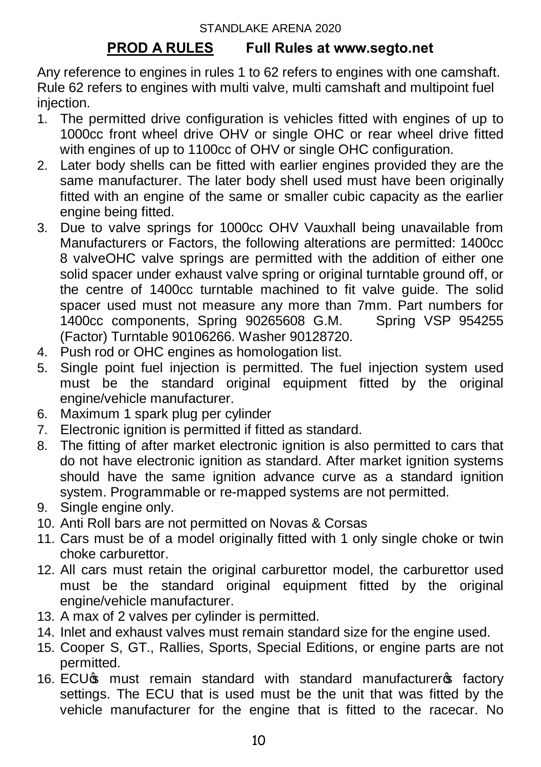STANDLAKE ARENA 2020

## PROD A RULES Full Rules at www.segto.net

Any reference to engines in rules 1 to 62 refers to engines with one camshaft. Rule 62 refers to engines with multi valve, multi camshaft and multipoint fuel injection.

1. The permitted drive configuration is vehicles fitted with engines of up to 1000cc front wheel drive OHV or single OHC or rear wheel drive fitted with engines of up to 1100cc of OHV or single OHC configuration.
2. Later body shells can be fitted with earlier engines provided they are the same manufacturer. The later body shell used must have been originally fitted with an engine of the same or smaller cubic capacity as the earlier engine being fitted.
3. Due to valve springs for 1000cc OHV Vauxhall being unavailable from Manufacturers or Factors, the following alterations are permitted: 1400cc 8 valveOHC valve springs are permitted with the addition of either one solid spacer under exhaust valve spring or original turntable ground off, or the centre of 1400cc turntable machined to fit valve guide. The solid spacer used must not measure any more than 7mm. Part numbers for 1400cc components, Spring 90265608 G.M. Spring VSP 954255 (Factor) Turntable 90106266. Washer 90128720.
4. Push rod or OHC engines as homologation list.
5. Single point fuel injection is permitted. The fuel injection system used must be the standard original equipment fitted by the original engine/vehicle manufacturer.
6. Maximum 1 spark plug per cylinder
7. Electronic ignition is permitted if fitted as standard.
8. The fitting of after market electronic ignition is also permitted to cars that do not have electronic ignition as standard. After market ignition systems should have the same ignition advance curve as a standard ignition system. Programmable or re-mapped systems are not permitted.
9. Single engine only.
10. Anti Roll bars are not permitted on Novas & Corsas
11. Cars must be of a model originally fitted with 1 only single choke or twin choke carburettor.
12. All cars must retain the original carburettor model, the carburettor used must be the standard original equipment fitted by the original engine/vehicle manufacturer.
13. A max of 2 valves per cylinder is permitted.
14. Inlet and exhaust valves must remain standard size for the engine used.
15. Cooper S, GT., Rallies, Sports, Special Editions, or engine parts are not permitted.
16. ECU's must remain standard with standard manufacturer's factory settings. The ECU that is used must be the unit that was fitted by the vehicle manufacturer for the engine that is fitted to the racecar. No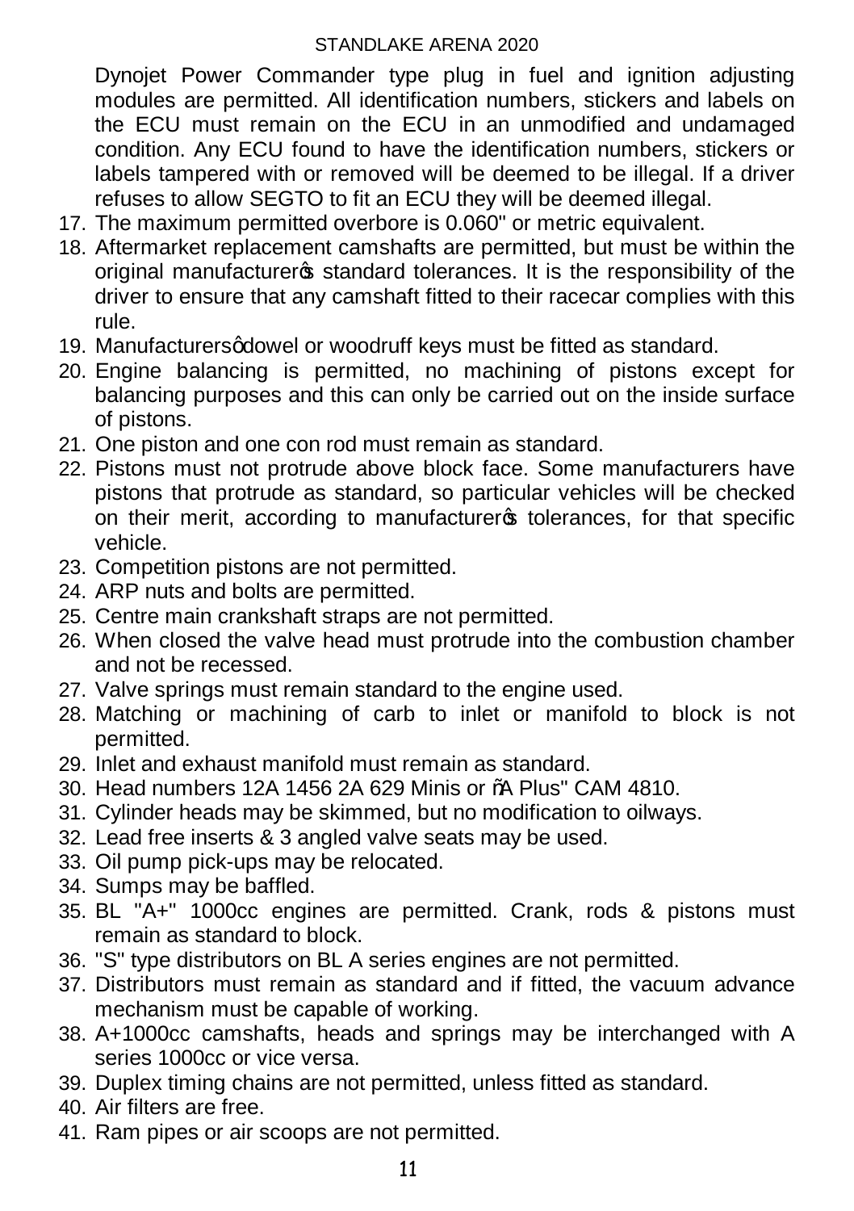Dynojet Power Commander type plug in fuel and ignition adjusting modules are permitted. All identification numbers, stickers and labels on the ECU must remain on the ECU in an unmodified and undamaged condition. Any ECU found to have the identification numbers, stickers or labels tampered with or removed will be deemed to be illegal. If a driver refuses to allow SEGTO to fit an ECU they will be deemed illegal.

17. The maximum permitted overbore is 0.060" or metric equivalent.
18. Aftermarket replacement camshafts are permitted, but must be within the original manufacturer's standard tolerances. It is the responsibility of the driver to ensure that any camshaft fitted to their racecar complies with this rule.
19. Manufacturers' dowel or woodruff keys must be fitted as standard.
20. Engine balancing is permitted, no machining of pistons except for balancing purposes and this can only be carried out on the inside surface of pistons.
21. One piston and one con rod must remain as standard.
22. Pistons must not protrude above block face. Some manufacturers have pistons that protrude as standard, so particular vehicles will be checked on their merit, according to manufacturer's tolerances, for that specific vehicle.
23. Competition pistons are not permitted.
24. ARP nuts and bolts are permitted.
25. Centre main crankshaft straps are not permitted.
26. When closed the valve head must protrude into the combustion chamber and not be recessed.
27. Valve springs must remain standard to the engine used.
28. Matching or machining of carb to inlet or manifold to block is not permitted.
29. Inlet and exhaust manifold must remain as standard.
30. Head numbers 12A 1456 2A 629 Minis or "A Plus" CAM 4810.
31. Cylinder heads may be skimmed, but no modification to oilways.
32. Lead free inserts & 3 angled valve seats may be used.
33. Oil pump pick-ups may be relocated.
34. Sumps may be baffled.
35. BL "A+" 1000cc engines are permitted. Crank, rods & pistons must remain as standard to block.
36. "S" type distributors on BL A series engines are not permitted.
37. Distributors must remain as standard and if fitted, the vacuum advance mechanism must be capable of working.
38. A+1000cc camshafts, heads and springs may be interchanged with A series 1000cc or vice versa.
39. Duplex timing chains are not permitted, unless fitted as standard.
40. Air filters are free.
41. Ram pipes or air scoops are not permitted.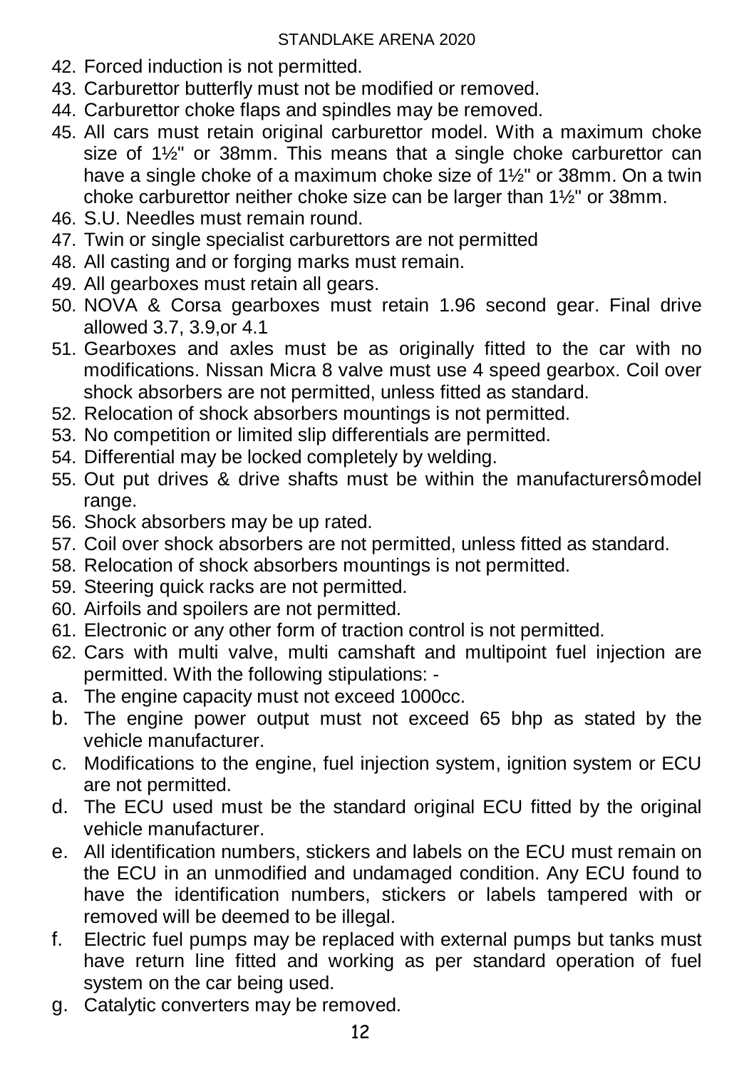42. Forced induction is not permitted.
43. Carburettor butterfly must not be modified or removed.
44. Carburettor choke flaps and spindles may be removed.
45. All cars must retain original carburettor model. With a maximum choke size of 1½" or 38mm. This means that a single choke carburettor can have a single choke of a maximum choke size of 1½" or 38mm. On a twin choke carburettor neither choke size can be larger than 1½" or 38mm.
46. S.U. Needles must remain round.
47. Twin or single specialist carburettors are not permitted
48. All casting and or forging marks must remain.
49. All gearboxes must retain all gears.
50. NOVA & Corsa gearboxes must retain 1.96 second gear. Final drive allowed 3.7, 3.9,or 4.1
51. Gearboxes and axles must be as originally fitted to the car with no modifications. Nissan Micra 8 valve must use 4 speed gearbox. Coil over shock absorbers are not permitted, unless fitted as standard.
52. Relocation of shock absorbers mountings is not permitted.
53. No competition or limited slip differentials are permitted.
54. Differential may be locked completely by welding.
55. Out put drives & drive shafts must be within the manufacturersômodel range.
56. Shock absorbers may be up rated.
57. Coil over shock absorbers are not permitted, unless fitted as standard.
58. Relocation of shock absorbers mountings is not permitted.
59. Steering quick racks are not permitted.
60. Airfoils and spoilers are not permitted.
61. Electronic or any other form of traction control is not permitted.
62. Cars with multi valve, multi camshaft and multipoint fuel injection are permitted. With the following stipulations: -
    a. The engine capacity must not exceed 1000cc.
    b. The engine power output must not exceed 65 bhp as stated by the vehicle manufacturer.
    c. Modifications to the engine, fuel injection system, ignition system or ECU are not permitted.
    d. The ECU used must be the standard original ECU fitted by the original vehicle manufacturer.
    e. All identification numbers, stickers and labels on the ECU must remain on the ECU in an unmodified and undamaged condition. Any ECU found to have the identification numbers, stickers or labels tampered with or removed will be deemed to be illegal.
    f. Electric fuel pumps may be replaced with external pumps but tanks must have return line fitted and working as per standard operation of fuel system on the car being used.
    g. Catalytic converters may be removed.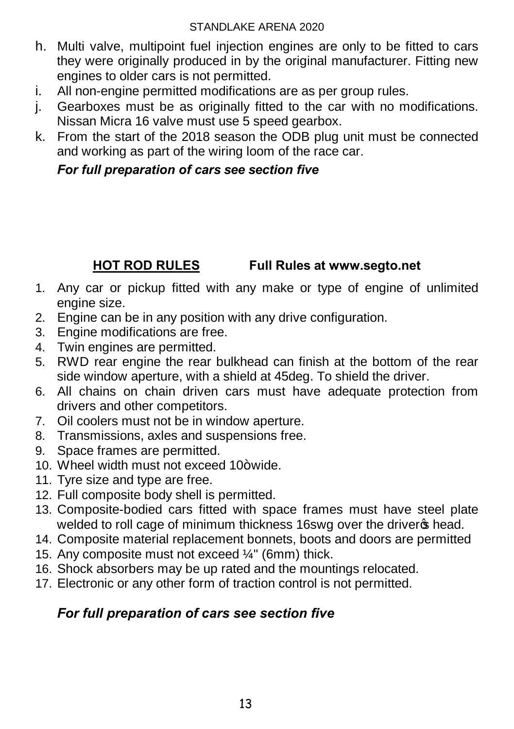h. Multi valve, multipoint fuel injection engines are only to be fitted to cars they were originally produced in by the original manufacturer. Fitting new engines to older cars is not permitted.
i. All non-engine permitted modifications are as per group rules.
j. Gearboxes must be as originally fitted to the car with no modifications. Nissan Micra 16 valve must use 5 speed gearbox.
k. From the start of the 2018 season the ODB plug unit must be connected and working as part of the wiring loom of the race car.

***For full preparation of cars see section five***

## HOT ROD RULES **Full Rules at www.segto.net**

1. Any car or pickup fitted with any make or type of engine of unlimited engine size.
2. Engine can be in any position with any drive configuration.
3. Engine modifications are free.
4. Twin engines are permitted.
5. RWD rear engine the rear bulkhead can finish at the bottom of the rear side window aperture, with a shield at 45deg. To shield the driver.
6. All chains on chain driven cars must have adequate protection from drivers and other competitors.
7. Oil coolers must not be in window aperture.
8. Transmissions, axles and suspensions free.
9. Space frames are permitted.
10. Wheel width must not exceed 10òwide.
11. Tyre size and type are free.
12. Full composite body shell is permitted.
13. Composite-bodied cars fitted with space frames must have steel plate welded to roll cage of minimum thickness 16swg over the driverœ head.
14. Composite material replacement bonnets, boots and doors are permitted
15. Any composite must not exceed ¼" (6mm) thick.
16. Shock absorbers may be up rated and the mountings relocated.
17. Electronic or any other form of traction control is not permitted.

***For full preparation of cars see section five***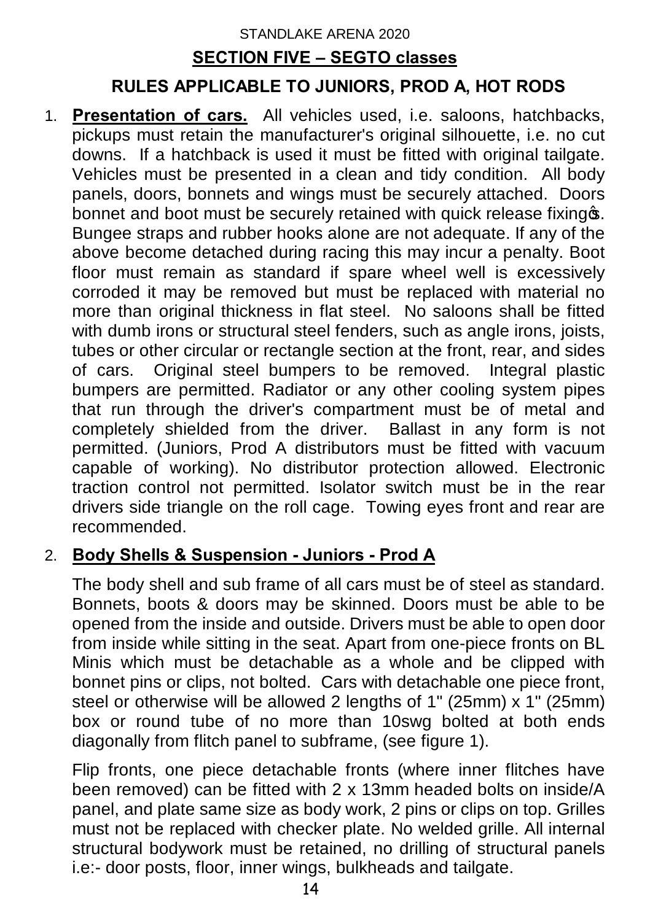STANDLAKE ARENA 2020

## SECTION FIVE – SEGTO classes

## RULES APPLICABLE TO JUNIORS, PROD A, HOT RODS

1. **Presentation of cars.** All vehicles used, i.e. saloons, hatchbacks, pickups must retain the manufacturer's original silhouette, i.e. no cut downs. If a hatchback is used it must be fitted with original tailgate. Vehicles must be presented in a clean and tidy condition. All body panels, doors, bonnets and wings must be securely attached. Doors bonnet and boot must be securely retained with quick release fixings. Bungee straps and rubber hooks alone are not adequate. If any of the above become detached during racing this may incur a penalty. Boot floor must remain as standard if spare wheel well is excessively corroded it may be removed but must be replaced with material no more than original thickness in flat steel. No saloons shall be fitted with dumb irons or structural steel fenders, such as angle irons, joists, tubes or other circular or rectangle section at the front, rear, and sides of cars. Original steel bumpers to be removed. Integral plastic bumpers are permitted. Radiator or any other cooling system pipes that run through the driver's compartment must be of metal and completely shielded from the driver. Ballast in any form is not permitted. (Juniors, Prod A distributors must be fitted with vacuum capable of working). No distributor protection allowed. Electronic traction control not permitted. Isolator switch must be in the rear drivers side triangle on the roll cage. Towing eyes front and rear are recommended.

2. **Body Shells & Suspension - Juniors - Prod A**

   The body shell and sub frame of all cars must be of steel as standard. Bonnets, boots & doors may be skinned. Doors must be able to be opened from the inside and outside. Drivers must be able to open door from inside while sitting in the seat. Apart from one-piece fronts on BL Minis which must be detachable as a whole and be clipped with bonnet pins or clips, not bolted. Cars with detachable one piece front, steel or otherwise will be allowed 2 lengths of 1" (25mm) x 1" (25mm) box or round tube of no more than 10swg bolted at both ends diagonally from flitch panel to subframe, (see figure 1).

   Flip fronts, one piece detachable fronts (where inner flitches have been removed) can be fitted with 2 x 13mm headed bolts on inside/A panel, and plate same size as body work, 2 pins or clips on top. Grilles must not be replaced with checker plate. No welded grille. All internal structural bodywork must be retained, no drilling of structural panels i.e:- door posts, floor, inner wings, bulkheads and tailgate.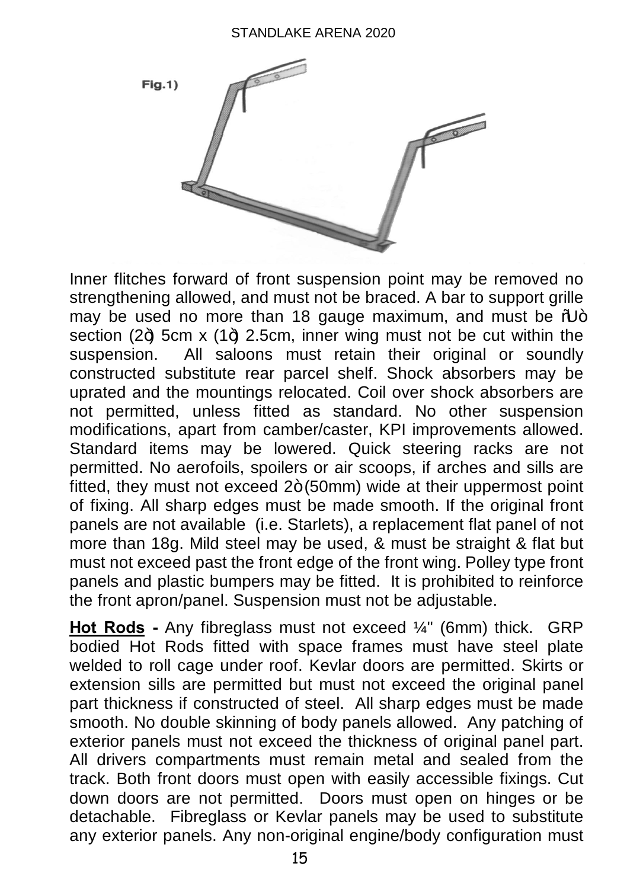Fig.1)

Inner flitches forward of front suspension point may be removed no strengthening allowed, and must not be braced. A bar to support grille may be used no more than 18 gauge maximum, and must be "U" section (2") 5cm x (1") 2.5cm, inner wing must not be cut within the suspension. All saloons must retain their original or soundly constructed substitute rear parcel shelf. Shock absorbers may be uprated and the mountings relocated. Coil over shock absorbers are not permitted, unless fitted as standard. No other suspension modifications, apart from camber/caster, KPI improvements allowed. Standard items may be lowered. Quick steering racks are not permitted. No aerofoils, spoilers or air scoops, if arches and sills are fitted, they must not exceed 2" (50mm) wide at their uppermost point of fixing. All sharp edges must be made smooth. If the original front panels are not available (i.e. Starlets), a replacement flat panel of not more than 18g. Mild steel may be used, & must be straight & flat but must not exceed past the front edge of the front wing. Polley type front panels and plastic bumpers may be fitted. It is prohibited to reinforce the front apron/panel. Suspension must not be adjustable.

**Hot Rods -** Any fibreglass must not exceed ¼" (6mm) thick. GRP bodied Hot Rods fitted with space frames must have steel plate welded to roll cage under roof. Kevlar doors are permitted. Skirts or extension sills are permitted but must not exceed the original panel part thickness if constructed of steel. All sharp edges must be made smooth. No double skinning of body panels allowed. Any patching of exterior panels must not exceed the thickness of original panel part. All drivers compartments must remain metal and sealed from the track. Both front doors must open with easily accessible fixings. Cut down doors are not permitted. Doors must open on hinges or be detachable. Fibreglass or Kevlar panels may be used to substitute any exterior panels. Any non-original engine/body configuration must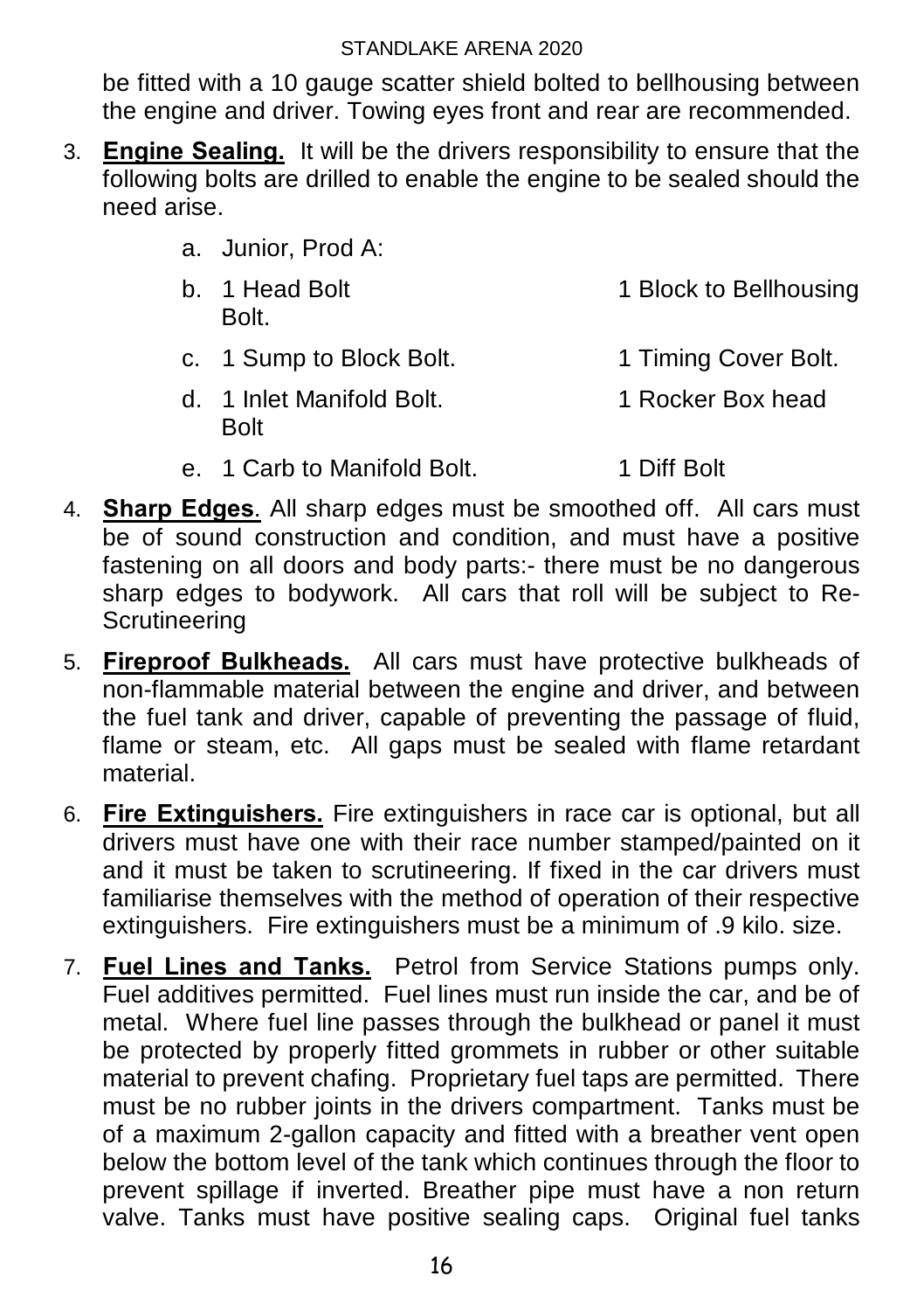be fitted with a 10 gauge scatter shield bolted to bellhousing between the engine and driver. Towing eyes front and rear are recommended.

3. **Engine Sealing.** It will be the drivers responsibility to ensure that the following bolts are drilled to enable the engine to be sealed should the need arise.

   a. Junior, Prod A:

   b. 1 Head Bolt — 1 Block to Bellhousing Bolt.

   c. 1 Sump to Block Bolt. — 1 Timing Cover Bolt.

   d. 1 Inlet Manifold Bolt. — 1 Rocker Box head Bolt

   e. 1 Carb to Manifold Bolt. — 1 Diff Bolt

4. **Sharp Edges**. All sharp edges must be smoothed off. All cars must be of sound construction and condition, and must have a positive fastening on all doors and body parts:- there must be no dangerous sharp edges to bodywork. All cars that roll will be subject to Re-Scrutineering

5. **Fireproof Bulkheads.** All cars must have protective bulkheads of non-flammable material between the engine and driver, and between the fuel tank and driver, capable of preventing the passage of fluid, flame or steam, etc. All gaps must be sealed with flame retardant material.

6. **Fire Extinguishers.** Fire extinguishers in race car is optional, but all drivers must have one with their race number stamped/painted on it and it must be taken to scrutineering. If fixed in the car drivers must familiarise themselves with the method of operation of their respective extinguishers. Fire extinguishers must be a minimum of .9 kilo. size.

7. **Fuel Lines and Tanks.** Petrol from Service Stations pumps only. Fuel additives permitted. Fuel lines must run inside the car, and be of metal. Where fuel line passes through the bulkhead or panel it must be protected by properly fitted grommets in rubber or other suitable material to prevent chafing. Proprietary fuel taps are permitted. There must be no rubber joints in the drivers compartment. Tanks must be of a maximum 2-gallon capacity and fitted with a breather vent open below the bottom level of the tank which continues through the floor to prevent spillage if inverted. Breather pipe must have a non return valve. Tanks must have positive sealing caps. Original fuel tanks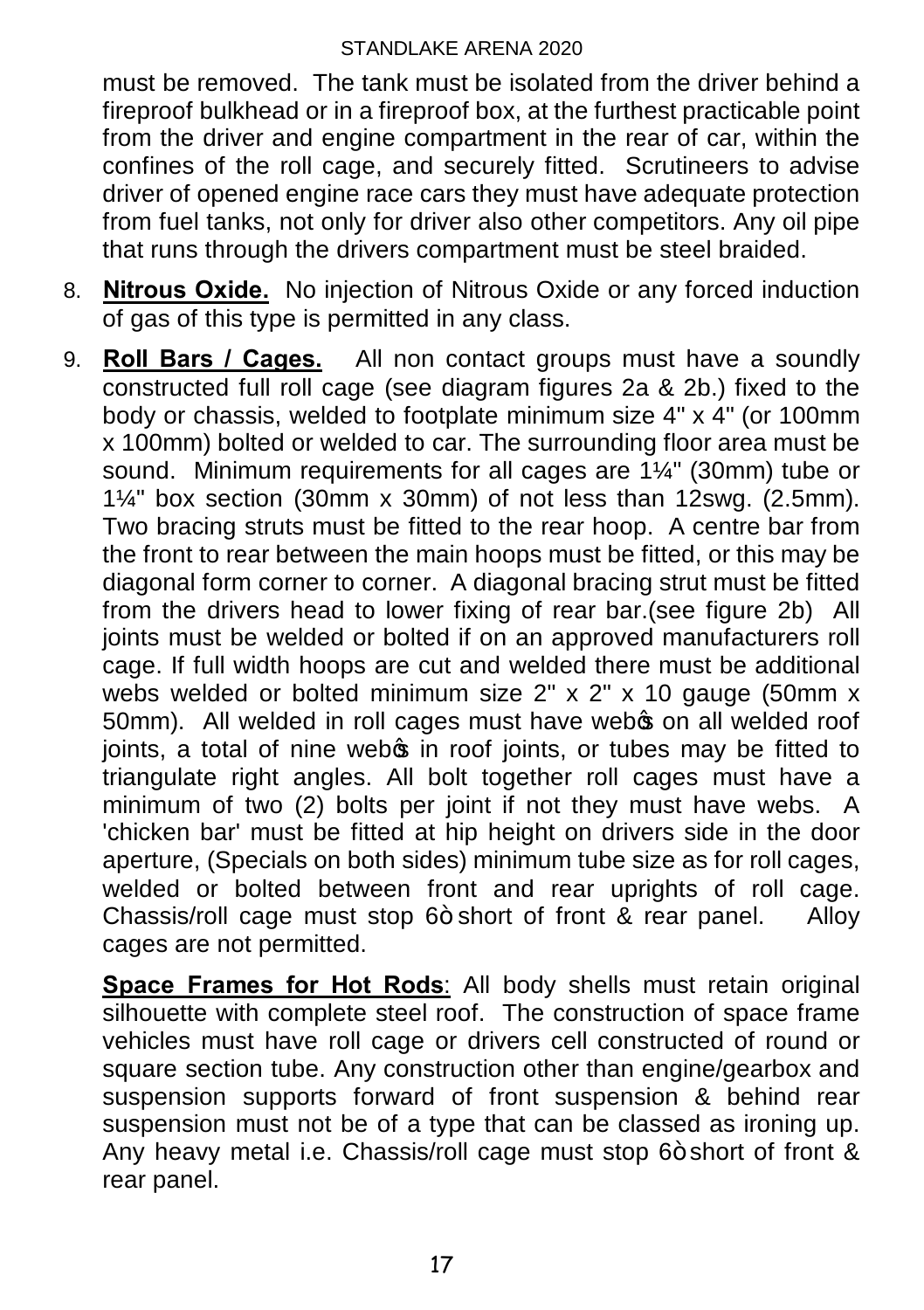must be removed. The tank must be isolated from the driver behind a fireproof bulkhead or in a fireproof box, at the furthest practicable point from the driver and engine compartment in the rear of car, within the confines of the roll cage, and securely fitted. Scrutineers to advise driver of opened engine race cars they must have adequate protection from fuel tanks, not only for driver also other competitors. Any oil pipe that runs through the drivers compartment must be steel braided.

8. **Nitrous Oxide.** No injection of Nitrous Oxide or any forced induction of gas of this type is permitted in any class.

9. **Roll Bars / Cages.** All non contact groups must have a soundly constructed full roll cage (see diagram figures 2a & 2b.) fixed to the body or chassis, welded to footplate minimum size 4" x 4" (or 100mm x 100mm) bolted or welded to car. The surrounding floor area must be sound. Minimum requirements for all cages are 1¼" (30mm) tube or 1¼" box section (30mm x 30mm) of not less than 12swg. (2.5mm). Two bracing struts must be fitted to the rear hoop. A centre bar from the front to rear between the main hoops must be fitted, or this may be diagonal form corner to corner. A diagonal bracing strut must be fitted from the drivers head to lower fixing of rear bar.(see figure 2b) All joints must be welded or bolted if on an approved manufacturers roll cage. If full width hoops are cut and welded there must be additional webs welded or bolted minimum size 2" x 2" x 10 gauge (50mm x 50mm). All welded in roll cages must have web's on all welded roof joints, a total of nine web's in roof joints, or tubes may be fitted to triangulate right angles. All bolt together roll cages must have a minimum of two (2) bolts per joint if not they must have webs. A 'chicken bar' must be fitted at hip height on drivers side in the door aperture, (Specials on both sides) minimum tube size as for roll cages, welded or bolted between front and rear uprights of roll cage. Chassis/roll cage must stop 6" short of front & rear panel. Alloy cages are not permitted.

   **Space Frames for Hot Rods**: All body shells must retain original silhouette with complete steel roof. The construction of space frame vehicles must have roll cage or drivers cell constructed of round or square section tube. Any construction other than engine/gearbox and suspension supports forward of front suspension & behind rear suspension must not be of a type that can be classed as ironing up. Any heavy metal i.e. Chassis/roll cage must stop 6" short of front & rear panel.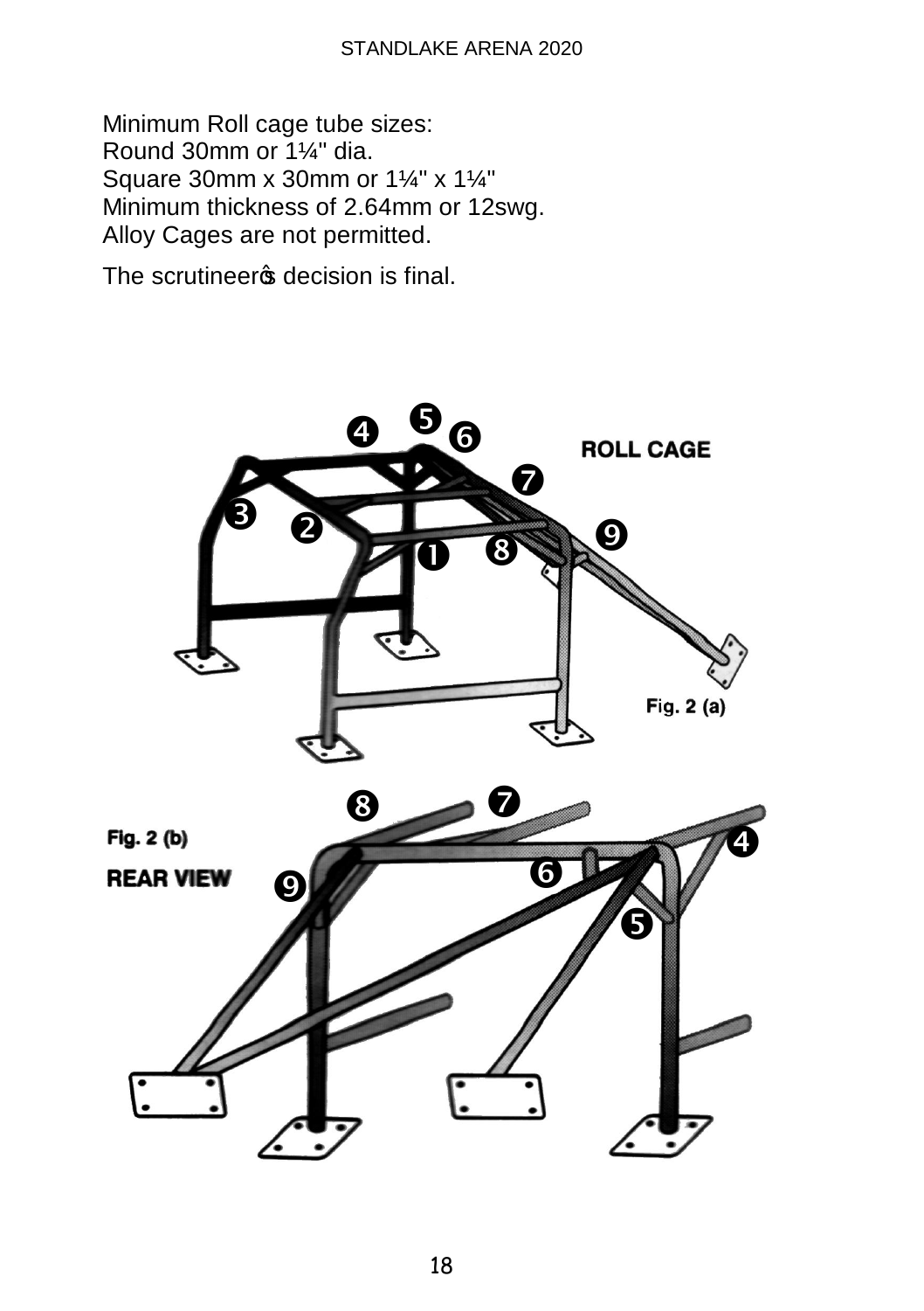Minimum Roll cage tube sizes:
Round 30mm or 1¼" dia.
Square 30mm x 30mm or 1¼" x 1¼"
Minimum thickness of 2.64mm or 12swg.
Alloy Cages are not permitted.

The scrutineer's decision is final.

**ROLL CAGE**

**Fig. 2 (a)**

**Fig. 2 (b)**

**REAR VIEW**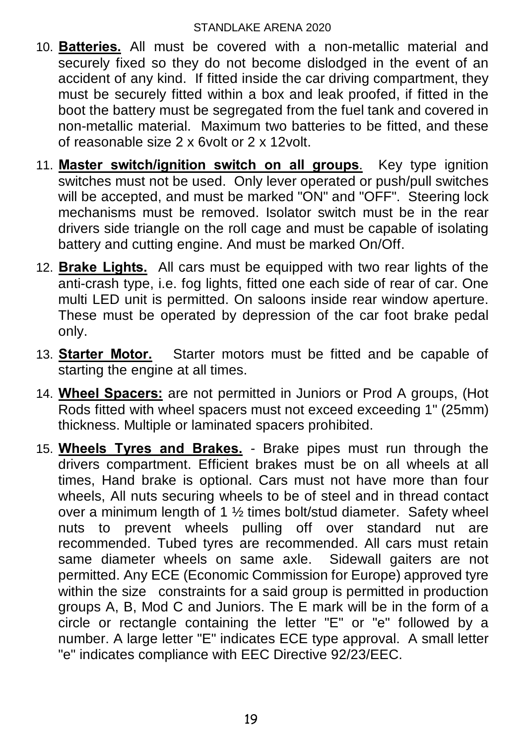10. **Batteries.** All must be covered with a non-metallic material and securely fixed so they do not become dislodged in the event of an accident of any kind. If fitted inside the car driving compartment, they must be securely fitted within a box and leak proofed, if fitted in the boot the battery must be segregated from the fuel tank and covered in non-metallic material. Maximum two batteries to be fitted, and these of reasonable size 2 x 6volt or 2 x 12volt.

11. **Master switch/ignition switch on all groups**. Key type ignition switches must not be used. Only lever operated or push/pull switches will be accepted, and must be marked "ON" and "OFF". Steering lock mechanisms must be removed. Isolator switch must be in the rear drivers side triangle on the roll cage and must be capable of isolating battery and cutting engine. And must be marked On/Off.

12. **Brake Lights.** All cars must be equipped with two rear lights of the anti-crash type, i.e. fog lights, fitted one each side of rear of car. One multi LED unit is permitted. On saloons inside rear window aperture. These must be operated by depression of the car foot brake pedal only.

13. **Starter Motor.** Starter motors must be fitted and be capable of starting the engine at all times.

14. **Wheel Spacers:** are not permitted in Juniors or Prod A groups, (Hot Rods fitted with wheel spacers must not exceed exceeding 1" (25mm) thickness. Multiple or laminated spacers prohibited.

15. **Wheels Tyres and Brakes.** - Brake pipes must run through the drivers compartment. Efficient brakes must be on all wheels at all times, Hand brake is optional. Cars must not have more than four wheels, All nuts securing wheels to be of steel and in thread contact over a minimum length of 1 ½ times bolt/stud diameter. Safety wheel nuts to prevent wheels pulling off over standard nut are recommended. Tubed tyres are recommended. All cars must retain same diameter wheels on same axle. Sidewall gaiters are not permitted. Any ECE (Economic Commission for Europe) approved tyre within the size constraints for a said group is permitted in production groups A, B, Mod C and Juniors. The E mark will be in the form of a circle or rectangle containing the letter "E" or "e" followed by a number. A large letter "E" indicates ECE type approval. A small letter "e" indicates compliance with EEC Directive 92/23/EEC.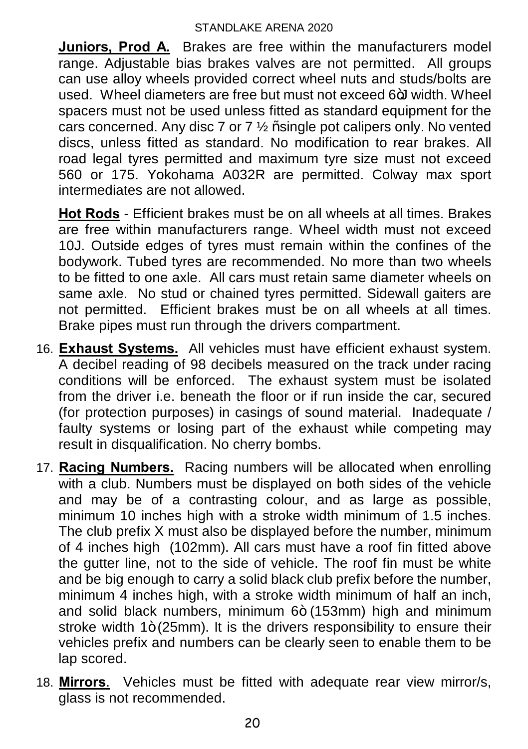**Juniors, Prod A.** Brakes are free within the manufacturers model range. Adjustable bias brakes valves are not permitted. All groups can use alloy wheels provided correct wheel nuts and studs/bolts are used. Wheel diameters are free but must not exceed 6òJ width. Wheel spacers must not be used unless fitted as standard equipment for the cars concerned. Any disc 7 or 7 ½ ñsingle pot calipers only. No vented discs, unless fitted as standard. No modification to rear brakes. All road legal tyres permitted and maximum tyre size must not exceed 560 or 175. Yokohama A032R are permitted. Colway max sport intermediates are not allowed.

**Hot Rods** - Efficient brakes must be on all wheels at all times. Brakes are free within manufacturers range. Wheel width must not exceed 10J. Outside edges of tyres must remain within the confines of the bodywork. Tubed tyres are recommended. No more than two wheels to be fitted to one axle. All cars must retain same diameter wheels on same axle. No stud or chained tyres permitted. Sidewall gaiters are not permitted. Efficient brakes must be on all wheels at all times. Brake pipes must run through the drivers compartment.

16. **Exhaust Systems.** All vehicles must have efficient exhaust system. A decibel reading of 98 decibels measured on the track under racing conditions will be enforced. The exhaust system must be isolated from the driver i.e. beneath the floor or if run inside the car, secured (for protection purposes) in casings of sound material. Inadequate / faulty systems or losing part of the exhaust while competing may result in disqualification. No cherry bombs.

17. **Racing Numbers.** Racing numbers will be allocated when enrolling with a club. Numbers must be displayed on both sides of the vehicle and may be of a contrasting colour, and as large as possible, minimum 10 inches high with a stroke width minimum of 1.5 inches. The club prefix X must also be displayed before the number, minimum of 4 inches high (102mm). All cars must have a roof fin fitted above the gutter line, not to the side of vehicle. The roof fin must be white and be big enough to carry a solid black club prefix before the number, minimum 4 inches high, with a stroke width minimum of half an inch, and solid black numbers, minimum 6ò (153mm) high and minimum stroke width 1ò (25mm). It is the drivers responsibility to ensure their vehicles prefix and numbers can be clearly seen to enable them to be lap scored.

18. **Mirrors**. Vehicles must be fitted with adequate rear view mirror/s, glass is not recommended.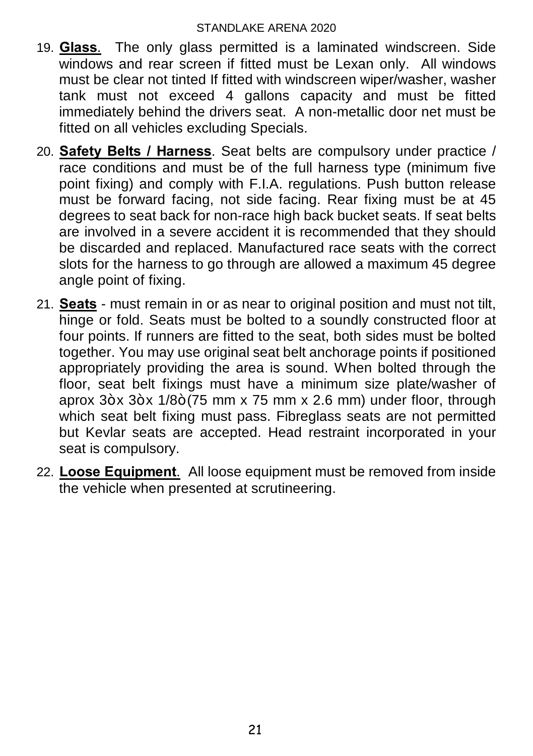19. **Glass**. The only glass permitted is a laminated windscreen. Side windows and rear screen if fitted must be Lexan only. All windows must be clear not tinted If fitted with windscreen wiper/washer, washer tank must not exceed 4 gallons capacity and must be fitted immediately behind the drivers seat. A non-metallic door net must be fitted on all vehicles excluding Specials.

20. **Safety Belts / Harness**. Seat belts are compulsory under practice / race conditions and must be of the full harness type (minimum five point fixing) and comply with F.I.A. regulations. Push button release must be forward facing, not side facing. Rear fixing must be at 45 degrees to seat back for non-race high back bucket seats. If seat belts are involved in a severe accident it is recommended that they should be discarded and replaced. Manufactured race seats with the correct slots for the harness to go through are allowed a maximum 45 degree angle point of fixing.

21. **Seats** - must remain in or as near to original position and must not tilt, hinge or fold. Seats must be bolted to a soundly constructed floor at four points. If runners are fitted to the seat, both sides must be bolted together. You may use original seat belt anchorage points if positioned appropriately providing the area is sound. When bolted through the floor, seat belt fixings must have a minimum size plate/washer of aprox 3òx 3òx 1/8ò(75 mm x 75 mm x 2.6 mm) under floor, through which seat belt fixing must pass. Fibreglass seats are not permitted but Kevlar seats are accepted. Head restraint incorporated in your seat is compulsory.

22. **Loose Equipment**. All loose equipment must be removed from inside the vehicle when presented at scrutineering.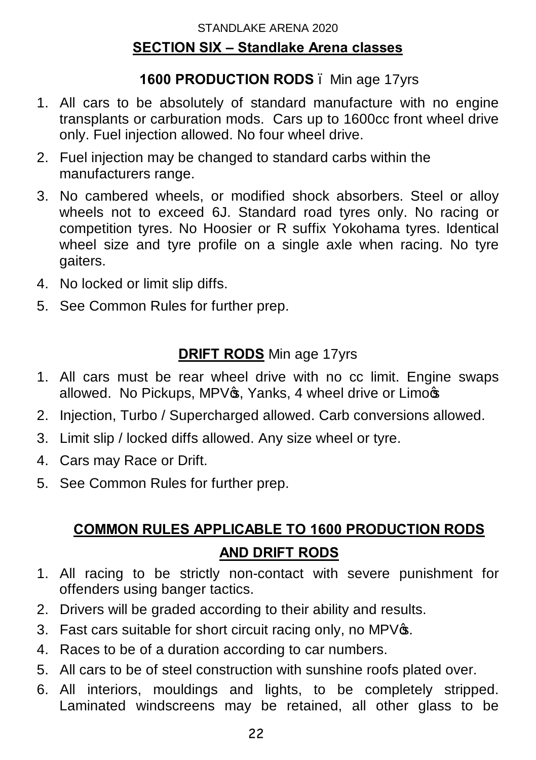## SECTION SIX – Standlake Arena classes

### 1600 PRODUCTION RODS – Min age 17yrs

1. All cars to be absolutely of standard manufacture with no engine transplants or carburation mods. Cars up to 1600cc front wheel drive only. Fuel injection allowed. No four wheel drive.
2. Fuel injection may be changed to standard carbs within the manufacturers range.
3. No cambered wheels, or modified shock absorbers. Steel or alloy wheels not to exceed 6J. Standard road tyres only. No racing or competition tyres. No Hoosier or R suffix Yokohama tyres. Identical wheel size and tyre profile on a single axle when racing. No tyre gaiters.
4. No locked or limit slip diffs.
5. See Common Rules for further prep.

### DRIFT RODS Min age 17yrs

1. All cars must be rear wheel drive with no cc limit. Engine swaps allowed. No Pickups, MPV's, Yanks, 4 wheel drive or Limo's
2. Injection, Turbo / Supercharged allowed. Carb conversions allowed.
3. Limit slip / locked diffs allowed. Any size wheel or tyre.
4. Cars may Race or Drift.
5. See Common Rules for further prep.

### COMMON RULES APPLICABLE TO 1600 PRODUCTION RODS AND DRIFT RODS

1. All racing to be strictly non-contact with severe punishment for offenders using banger tactics.
2. Drivers will be graded according to their ability and results.
3. Fast cars suitable for short circuit racing only, no MPV's.
4. Races to be of a duration according to car numbers.
5. All cars to be of steel construction with sunshine roofs plated over.
6. All interiors, mouldings and lights, to be completely stripped. Laminated windscreens may be retained, all other glass to be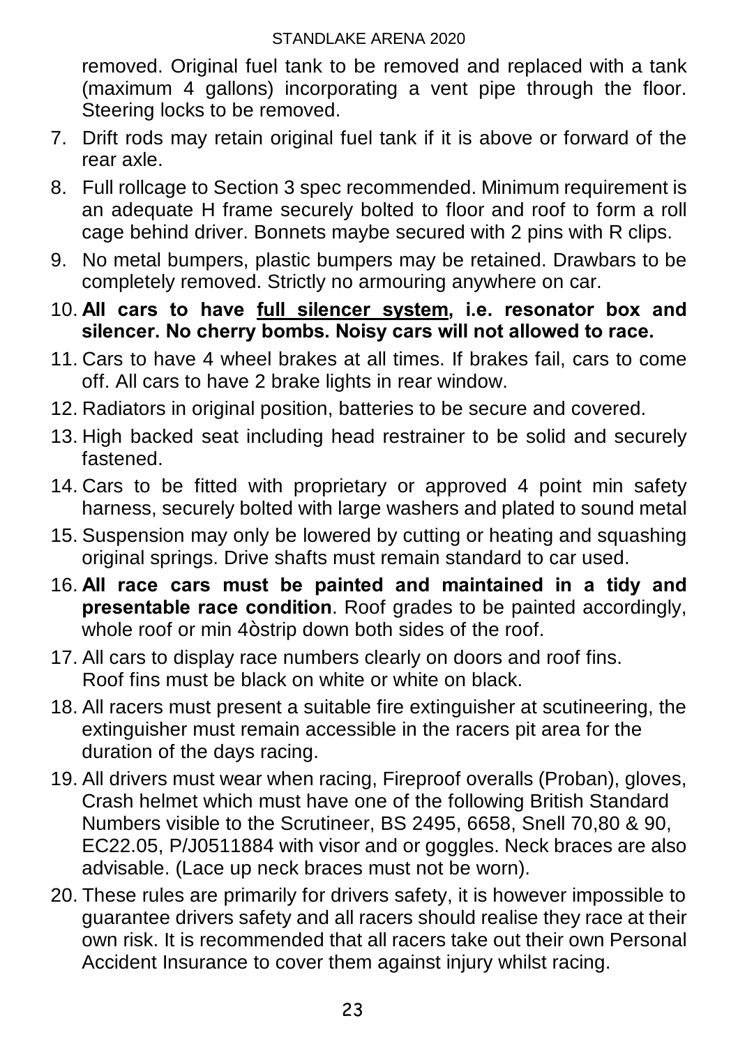removed. Original fuel tank to be removed and replaced with a tank (maximum 4 gallons) incorporating a vent pipe through the floor. Steering locks to be removed.

7. Drift rods may retain original fuel tank if it is above or forward of the rear axle.
8. Full rollcage to Section 3 spec recommended. Minimum requirement is an adequate H frame securely bolted to floor and roof to form a roll cage behind driver. Bonnets maybe secured with 2 pins with R clips.
9. No metal bumpers, plastic bumpers may be retained. Drawbars to be completely removed. Strictly no armouring anywhere on car.
10. **All cars to have <u>full silencer system</u>, i.e. resonator box and silencer. No cherry bombs. Noisy cars will not allowed to race.**
11. Cars to have 4 wheel brakes at all times. If brakes fail, cars to come off. All cars to have 2 brake lights in rear window.
12. Radiators in original position, batteries to be secure and covered.
13. High backed seat including head restrainer to be solid and securely fastened.
14. Cars to be fitted with proprietary or approved 4 point min safety harness, securely bolted with large washers and plated to sound metal
15. Suspension may only be lowered by cutting or heating and squashing original springs. Drive shafts must remain standard to car used.
16. **All race cars must be painted and maintained in a tidy and presentable race condition**. Roof grades to be painted accordingly, whole roof or min 4òstrip down both sides of the roof.
17. All cars to display race numbers clearly on doors and roof fins. Roof fins must be black on white or white on black.
18. All racers must present a suitable fire extinguisher at scutineering, the extinguisher must remain accessible in the racers pit area for the duration of the days racing.
19. All drivers must wear when racing, Fireproof overalls (Proban), gloves, Crash helmet which must have one of the following British Standard Numbers visible to the Scrutineer, BS 2495, 6658, Snell 70,80 & 90, EC22.05, P/J0511884 with visor and or goggles. Neck braces are also advisable. (Lace up neck braces must not be worn).
20. These rules are primarily for drivers safety, it is however impossible to guarantee drivers safety and all racers should realise they race at their own risk. It is recommended that all racers take out their own Personal Accident Insurance to cover them against injury whilst racing.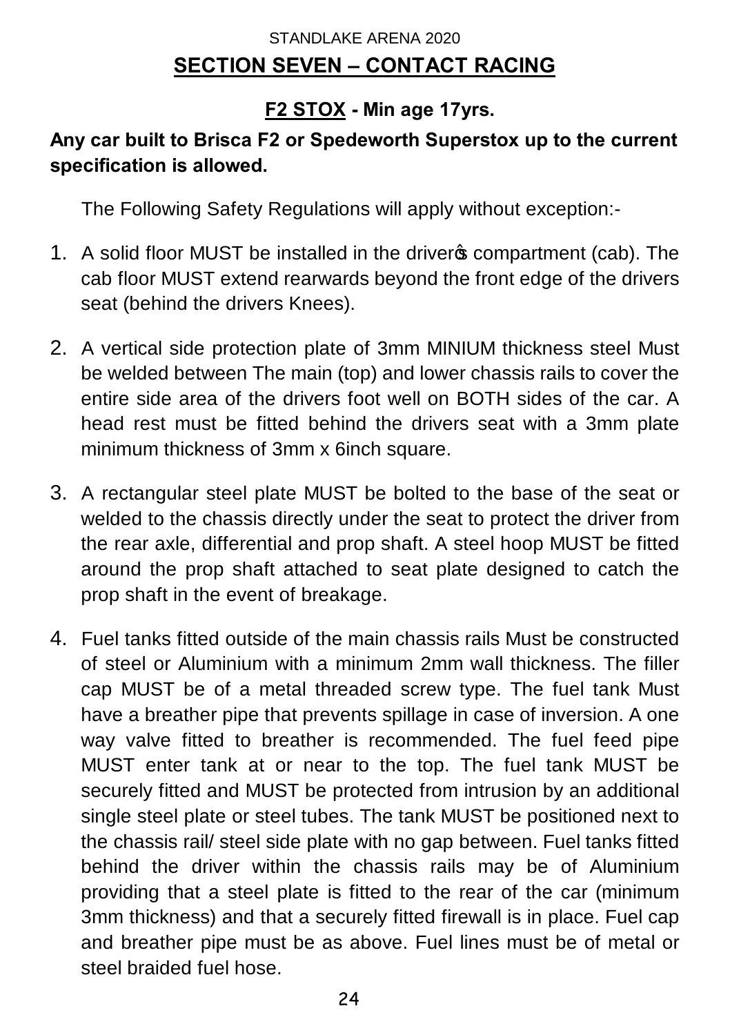STANDLAKE ARENA 2020

# SECTION SEVEN – CONTACT RACING

## F2 STOX - Min age 17yrs.

**Any car built to Brisca F2 or Spedeworth Superstox up to the current specification is allowed.**

The Following Safety Regulations will apply without exception:-

1. A solid floor MUST be installed in the driver's compartment (cab). The cab floor MUST extend rearwards beyond the front edge of the drivers seat (behind the drivers Knees).
2. A vertical side protection plate of 3mm MINIUM thickness steel Must be welded between The main (top) and lower chassis rails to cover the entire side area of the drivers foot well on BOTH sides of the car. A head rest must be fitted behind the drivers seat with a 3mm plate minimum thickness of 3mm x 6inch square.
3. A rectangular steel plate MUST be bolted to the base of the seat or welded to the chassis directly under the seat to protect the driver from the rear axle, differential and prop shaft. A steel hoop MUST be fitted around the prop shaft attached to seat plate designed to catch the prop shaft in the event of breakage.
4. Fuel tanks fitted outside of the main chassis rails Must be constructed of steel or Aluminium with a minimum 2mm wall thickness. The filler cap MUST be of a metal threaded screw type. The fuel tank Must have a breather pipe that prevents spillage in case of inversion. A one way valve fitted to breather is recommended. The fuel feed pipe MUST enter tank at or near to the top. The fuel tank MUST be securely fitted and MUST be protected from intrusion by an additional single steel plate or steel tubes. The tank MUST be positioned next to the chassis rail/ steel side plate with no gap between. Fuel tanks fitted behind the driver within the chassis rails may be of Aluminium providing that a steel plate is fitted to the rear of the car (minimum 3mm thickness) and that a securely fitted firewall is in place. Fuel cap and breather pipe must be as above. Fuel lines must be of metal or steel braided fuel hose.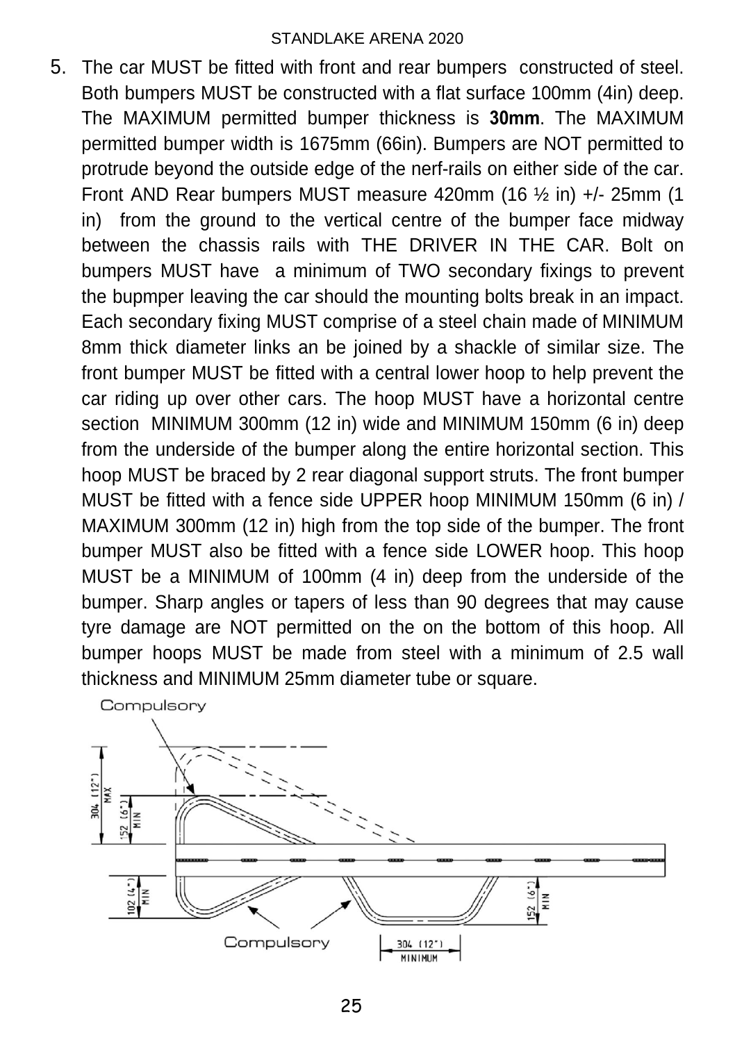5. The car MUST be fitted with front and rear bumpers  constructed of steel. Both bumpers MUST be constructed with a flat surface 100mm (4in) deep. The MAXIMUM permitted bumper thickness is **30mm**. The MAXIMUM permitted bumper width is 1675mm (66in). Bumpers are NOT permitted to protrude beyond the outside edge of the nerf-rails on either side of the car. Front AND Rear bumpers MUST measure 420mm (16 ½ in) +/- 25mm (1 in)  from the ground to the vertical centre of the bumper face midway between the chassis rails with THE DRIVER IN THE CAR. Bolt on bumpers MUST have  a minimum of TWO secondary fixings to prevent the bupmper leaving the car should the mounting bolts break in an impact. Each secondary fixing MUST comprise of a steel chain made of MINIMUM 8mm thick diameter links an be joined by a shackle of similar size. The front bumper MUST be fitted with a central lower hoop to help prevent the car riding up over other cars. The hoop MUST have a horizontal centre section  MINIMUM 300mm (12 in) wide and MINIMUM 150mm (6 in) deep from the underside of the bumper along the entire horizontal section. This hoop MUST be braced by 2 rear diagonal support struts. The front bumper MUST be fitted with a fence side UPPER hoop MINIMUM 150mm (6 in) / MAXIMUM 300mm (12 in) high from the top side of the bumper. The front bumper MUST also be fitted with a fence side LOWER hoop. This hoop MUST be a MINIMUM of 100mm (4 in) deep from the underside of the bumper. Sharp angles or tapers of less than 90 degrees that may cause tyre damage are NOT permitted on the on the bottom of this hoop. All bumper hoops MUST be made from steel with a minimum of 2.5 wall thickness and MINIMUM 25mm diameter tube or square.

Compulsory

304 (12") MAX

152 (6") MIN

102 (4") MIN

152 (6") MIN

Compulsory

304 (12") MINIMUM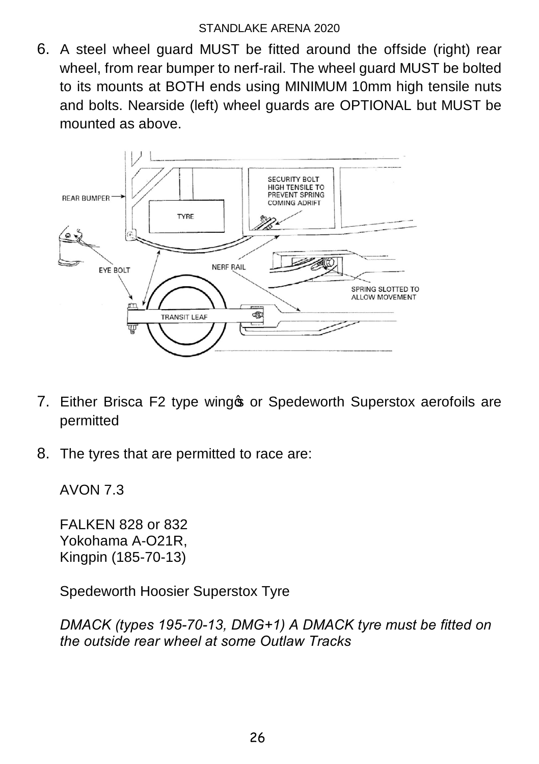6. A steel wheel guard MUST be fitted around the offside (right) rear wheel, from rear bumper to nerf-rail. The wheel guard MUST be bolted to its mounts at BOTH ends using MINIMUM 10mm high tensile nuts and bolts. Nearside (left) wheel guards are OPTIONAL but MUST be mounted as above.

7. Either Brisca F2 type wingŝ or Spedeworth Superstox aerofoils are permitted

8. The tyres that are permitted to race are:

   AVON 7.3

   FALKEN 828 or 832
   Yokohama A-O21R,
   Kingpin (185-70-13)

   Spedeworth Hoosier Superstox Tyre

   *DMACK (types 195-70-13, DMG+1) A DMACK tyre must be fitted on the outside rear wheel at some Outlaw Tracks*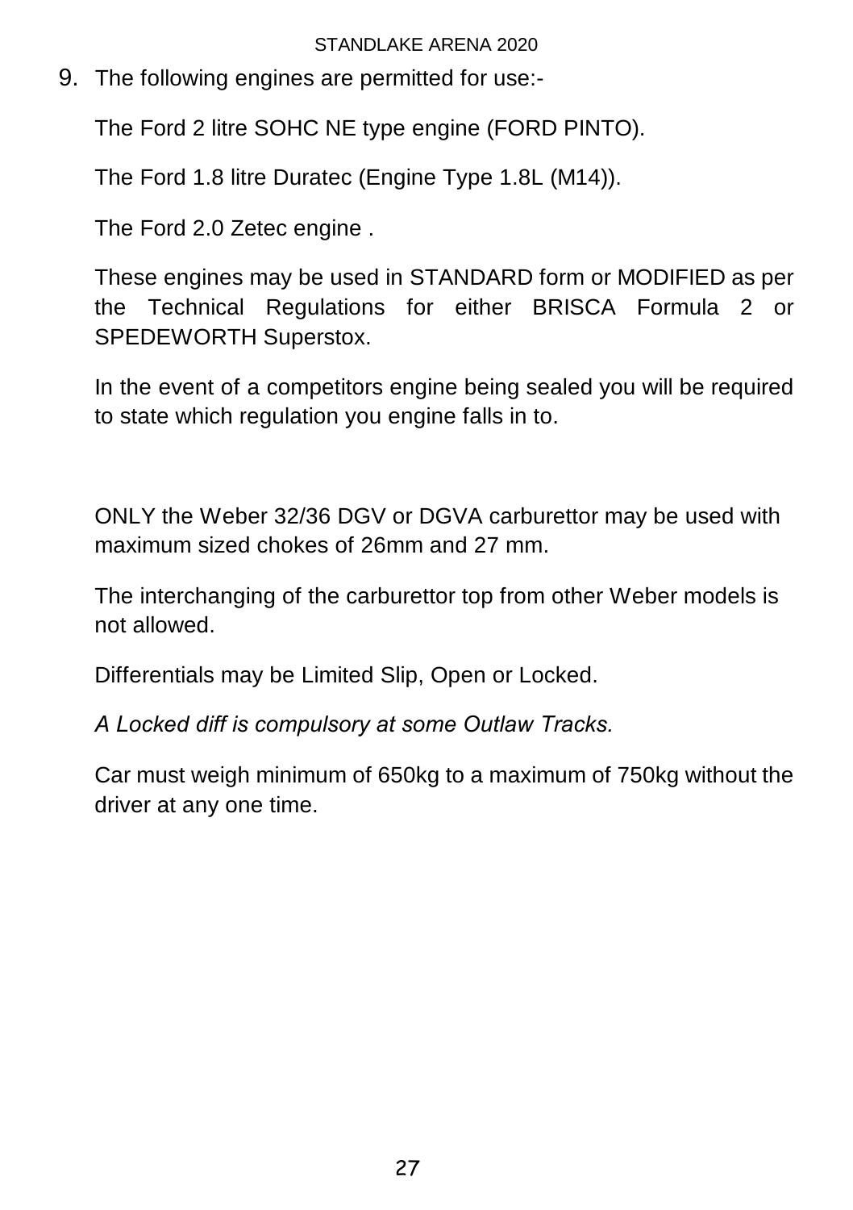9. The following engines are permitted for use:-

   The Ford 2 litre SOHC NE type engine (FORD PINTO).

   The Ford 1.8 litre Duratec (Engine Type 1.8L (M14)).

   The Ford 2.0 Zetec engine .

   These engines may be used in STANDARD form or MODIFIED as per the Technical Regulations for either BRISCA Formula 2 or SPEDEWORTH Superstox.

   In the event of a competitors engine being sealed you will be required to state which regulation you engine falls in to.

   ONLY the Weber 32/36 DGV or DGVA carburettor may be used with maximum sized chokes of 26mm and 27 mm.

   The interchanging of the carburettor top from other Weber models is not allowed.

   Differentials may be Limited Slip, Open or Locked.

   *A Locked diff is compulsory at some Outlaw Tracks.*

   Car must weigh minimum of 650kg to a maximum of 750kg without the driver at any one time.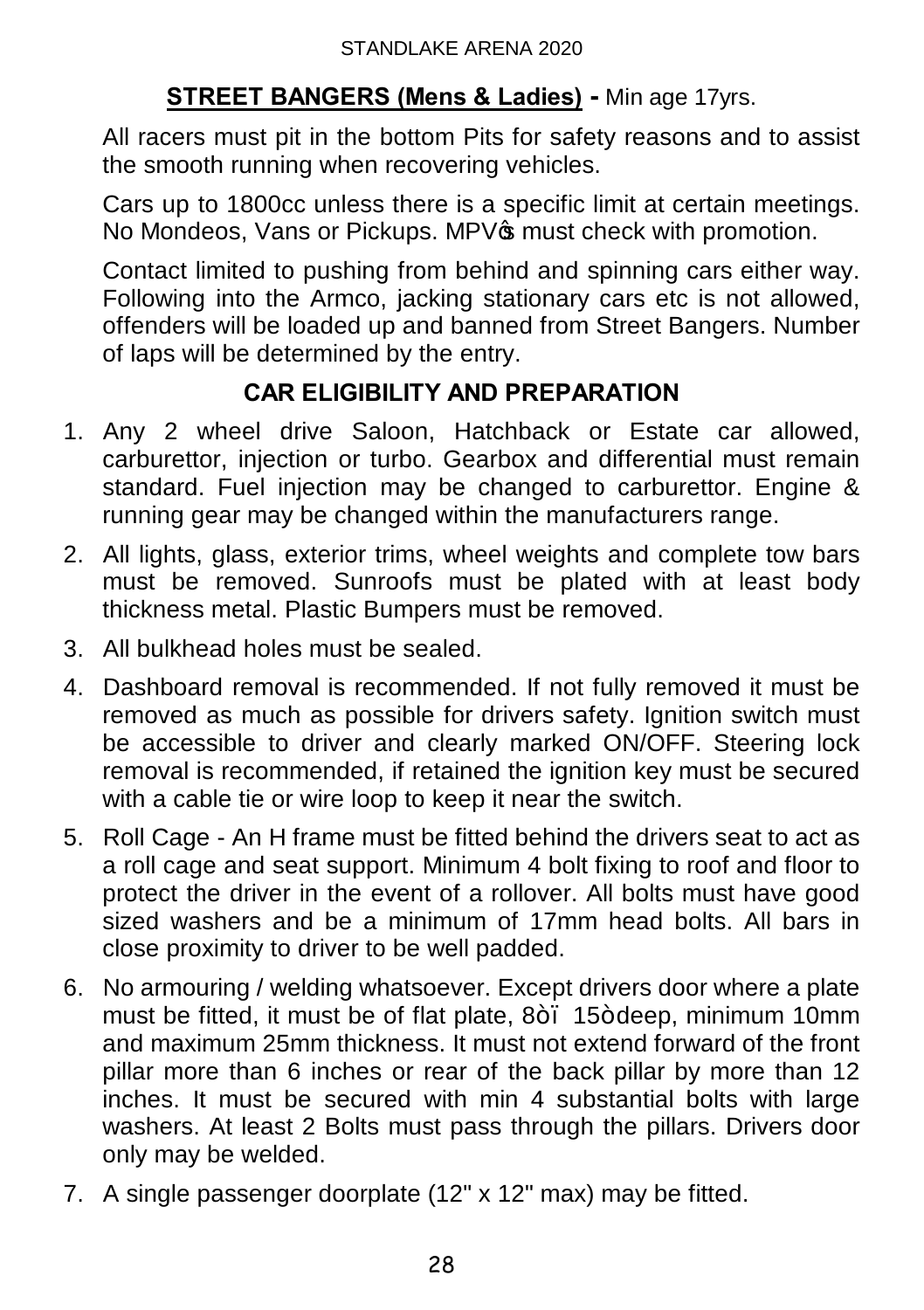## STREET BANGERS (Mens & Ladies) - Min age 17yrs.

All racers must pit in the bottom Pits for safety reasons and to assist the smooth running when recovering vehicles.

Cars up to 1800cc unless there is a specific limit at certain meetings. No Mondeos, Vans or Pickups. MPV's must check with promotion.

Contact limited to pushing from behind and spinning cars either way. Following into the Armco, jacking stationary cars etc is not allowed, offenders will be loaded up and banned from Street Bangers. Number of laps will be determined by the entry.

### CAR ELIGIBILITY AND PREPARATION

1. Any 2 wheel drive Saloon, Hatchback or Estate car allowed, carburettor, injection or turbo. Gearbox and differential must remain standard. Fuel injection may be changed to carburettor. Engine & running gear may be changed within the manufacturers range.
2. All lights, glass, exterior trims, wheel weights and complete tow bars must be removed. Sunroofs must be plated with at least body thickness metal. Plastic Bumpers must be removed.
3. All bulkhead holes must be sealed.
4. Dashboard removal is recommended. If not fully removed it must be removed as much as possible for drivers safety. Ignition switch must be accessible to driver and clearly marked ON/OFF. Steering lock removal is recommended, if retained the ignition key must be secured with a cable tie or wire loop to keep it near the switch.
5. Roll Cage - An H frame must be fitted behind the drivers seat to act as a roll cage and seat support. Minimum 4 bolt fixing to roof and floor to protect the driver in the event of a rollover. All bolts must have good sized washers and be a minimum of 17mm head bolts. All bars in close proximity to driver to be well padded.
6. No armouring / welding whatsoever. Except drivers door where a plate must be fitted, it must be of flat plate, 8" – 15" deep, minimum 10mm and maximum 25mm thickness. It must not extend forward of the front pillar more than 6 inches or rear of the back pillar by more than 12 inches. It must be secured with min 4 substantial bolts with large washers. At least 2 Bolts must pass through the pillars. Drivers door only may be welded.
7. A single passenger doorplate (12" x 12" max) may be fitted.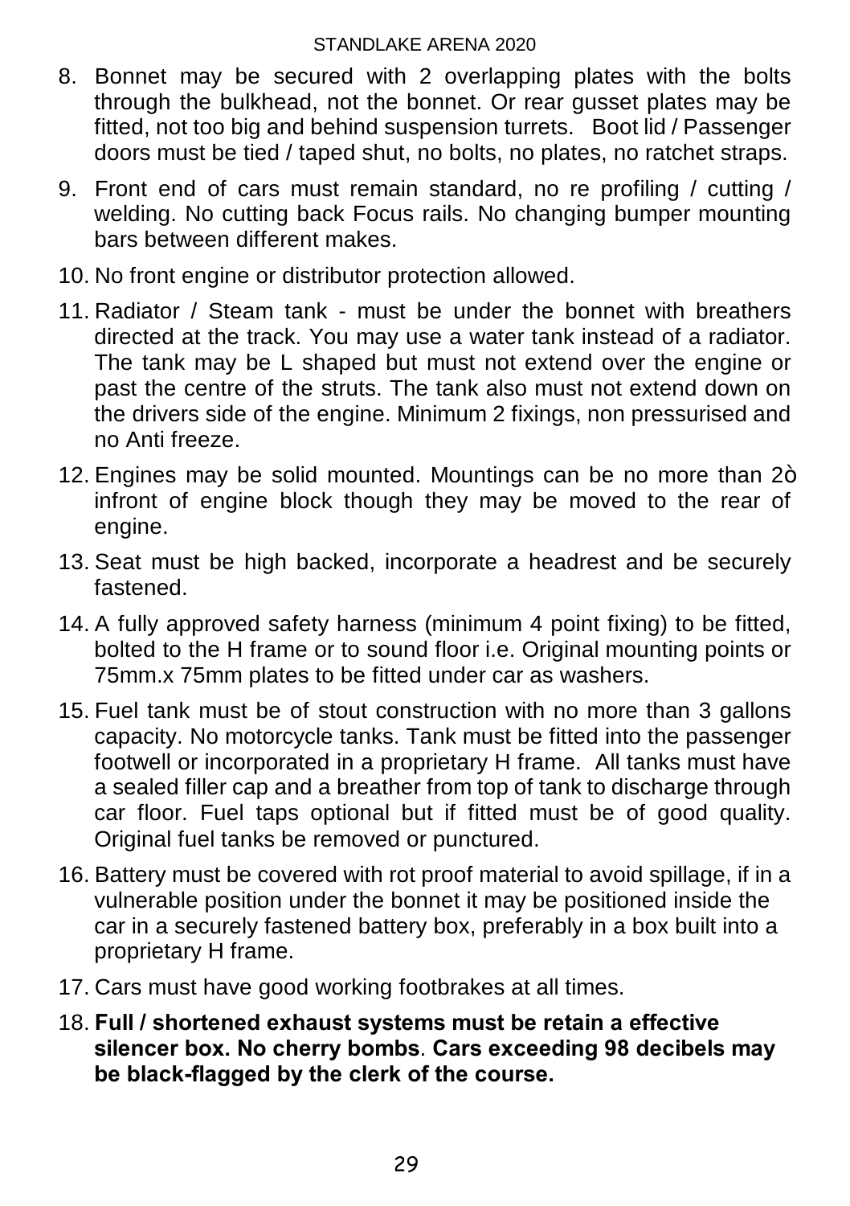8. Bonnet may be secured with 2 overlapping plates with the bolts through the bulkhead, not the bonnet. Or rear gusset plates may be fitted, not too big and behind suspension turrets. Boot lid / Passenger doors must be tied / taped shut, no bolts, no plates, no ratchet straps.

9. Front end of cars must remain standard, no re profiling / cutting / welding. No cutting back Focus rails. No changing bumper mounting bars between different makes.

10. No front engine or distributor protection allowed.

11. Radiator / Steam tank - must be under the bonnet with breathers directed at the track. You may use a water tank instead of a radiator. The tank may be L shaped but must not extend over the engine or past the centre of the struts. The tank also must not extend down on the drivers side of the engine. Minimum 2 fixings, non pressurised and no Anti freeze.

12. Engines may be solid mounted. Mountings can be no more than 2ò infront of engine block though they may be moved to the rear of engine.

13. Seat must be high backed, incorporate a headrest and be securely fastened.

14. A fully approved safety harness (minimum 4 point fixing) to be fitted, bolted to the H frame or to sound floor i.e. Original mounting points or 75mm.x 75mm plates to be fitted under car as washers.

15. Fuel tank must be of stout construction with no more than 3 gallons capacity. No motorcycle tanks. Tank must be fitted into the passenger footwell or incorporated in a proprietary H frame. All tanks must have a sealed filler cap and a breather from top of tank to discharge through car floor. Fuel taps optional but if fitted must be of good quality. Original fuel tanks be removed or punctured.

16. Battery must be covered with rot proof material to avoid spillage, if in a vulnerable position under the bonnet it may be positioned inside the car in a securely fastened battery box, preferably in a box built into a proprietary H frame.

17. Cars must have good working footbrakes at all times.

18. **Full / shortened exhaust systems must be retain a effective silencer box. No cherry bombs**. **Cars exceeding 98 decibels may be black-flagged by the clerk of the course.**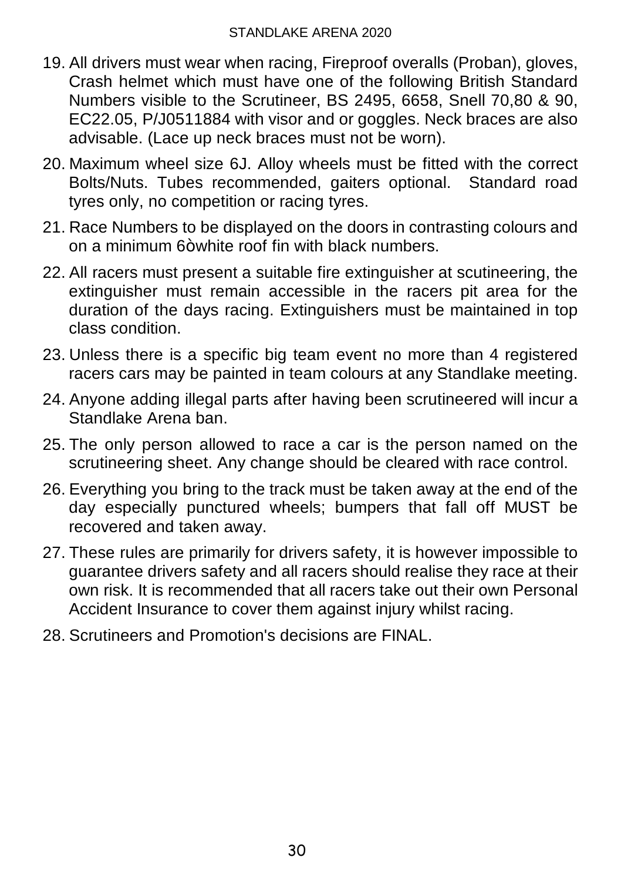19. All drivers must wear when racing, Fireproof overalls (Proban), gloves, Crash helmet which must have one of the following British Standard Numbers visible to the Scrutineer, BS 2495, 6658, Snell 70,80 & 90, EC22.05, P/J0511884 with visor and or goggles. Neck braces are also advisable. (Lace up neck braces must not be worn).
20. Maximum wheel size 6J. Alloy wheels must be fitted with the correct Bolts/Nuts. Tubes recommended, gaiters optional. Standard road tyres only, no competition or racing tyres.
21. Race Numbers to be displayed on the doors in contrasting colours and on a minimum 6òwhite roof fin with black numbers.
22. All racers must present a suitable fire extinguisher at scutineering, the extinguisher must remain accessible in the racers pit area for the duration of the days racing. Extinguishers must be maintained in top class condition.
23. Unless there is a specific big team event no more than 4 registered racers cars may be painted in team colours at any Standlake meeting.
24. Anyone adding illegal parts after having been scrutineered will incur a Standlake Arena ban.
25. The only person allowed to race a car is the person named on the scrutineering sheet. Any change should be cleared with race control.
26. Everything you bring to the track must be taken away at the end of the day especially punctured wheels; bumpers that fall off MUST be recovered and taken away.
27. These rules are primarily for drivers safety, it is however impossible to guarantee drivers safety and all racers should realise they race at their own risk. It is recommended that all racers take out their own Personal Accident Insurance to cover them against injury whilst racing.
28. Scrutineers and Promotion's decisions are FINAL.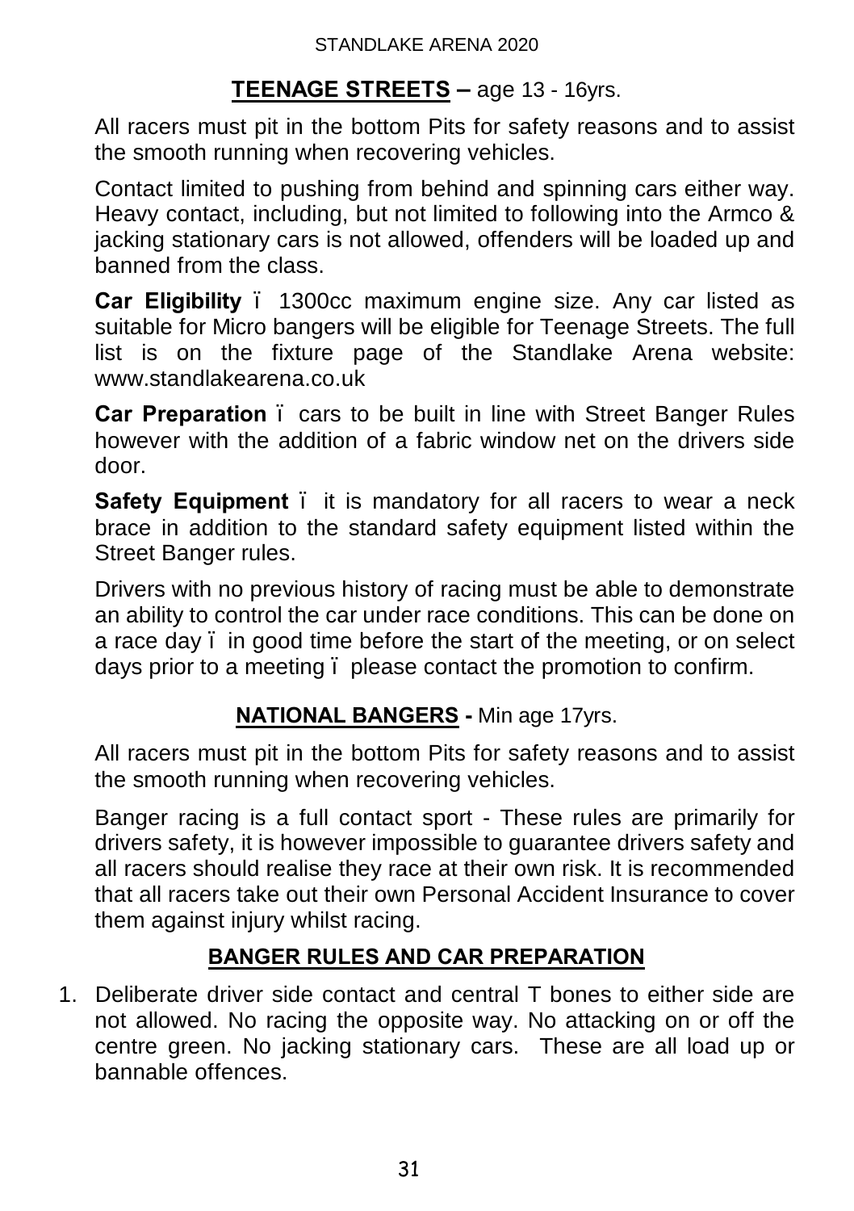## **TEENAGE STREETS –** age 13 - 16yrs.

All racers must pit in the bottom Pits for safety reasons and to assist the smooth running when recovering vehicles.

Contact limited to pushing from behind and spinning cars either way. Heavy contact, including, but not limited to following into the Armco & jacking stationary cars is not allowed, offenders will be loaded up and banned from the class.

**Car Eligibility** ï 1300cc maximum engine size. Any car listed as suitable for Micro bangers will be eligible for Teenage Streets. The full list is on the fixture page of the Standlake Arena website: www.standlakearena.co.uk

**Car Preparation** ï cars to be built in line with Street Banger Rules however with the addition of a fabric window net on the drivers side door.

**Safety Equipment** ï it is mandatory for all racers to wear a neck brace in addition to the standard safety equipment listed within the Street Banger rules.

Drivers with no previous history of racing must be able to demonstrate an ability to control the car under race conditions. This can be done on a race day ï in good time before the start of the meeting, or on select days prior to a meeting ï please contact the promotion to confirm.

## **NATIONAL BANGERS -** Min age 17yrs.

All racers must pit in the bottom Pits for safety reasons and to assist the smooth running when recovering vehicles.

Banger racing is a full contact sport - These rules are primarily for drivers safety, it is however impossible to guarantee drivers safety and all racers should realise they race at their own risk. It is recommended that all racers take out their own Personal Accident Insurance to cover them against injury whilst racing.

## **BANGER RULES AND CAR PREPARATION**

1. Deliberate driver side contact and central T bones to either side are not allowed. No racing the opposite way. No attacking on or off the centre green. No jacking stationary cars. These are all load up or bannable offences.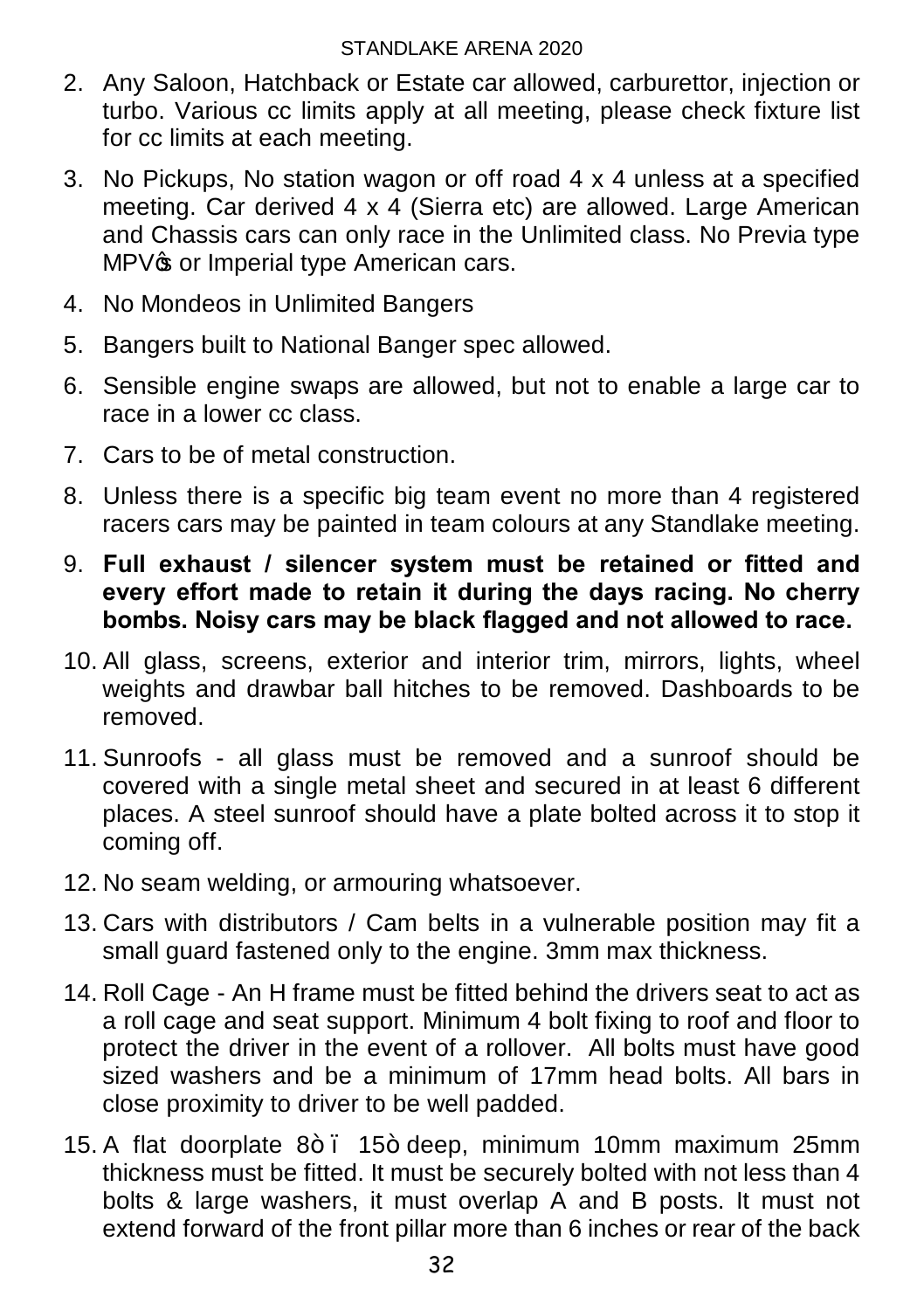2. Any Saloon, Hatchback or Estate car allowed, carburettor, injection or turbo. Various cc limits apply at all meeting, please check fixture list for cc limits at each meeting.
3. No Pickups, No station wagon or off road 4 x 4 unless at a specified meeting. Car derived 4 x 4 (Sierra etc) are allowed. Large American and Chassis cars can only race in the Unlimited class. No Previa type MPV's or Imperial type American cars.
4. No Mondeos in Unlimited Bangers
5. Bangers built to National Banger spec allowed.
6. Sensible engine swaps are allowed, but not to enable a large car to race in a lower cc class.
7. Cars to be of metal construction.
8. Unless there is a specific big team event no more than 4 registered racers cars may be painted in team colours at any Standlake meeting.
9. **Full exhaust / silencer system must be retained or fitted and every effort made to retain it during the days racing. No cherry bombs. Noisy cars may be black flagged and not allowed to race.**
10. All glass, screens, exterior and interior trim, mirrors, lights, wheel weights and drawbar ball hitches to be removed. Dashboards to be removed.
11. Sunroofs - all glass must be removed and a sunroof should be covered with a single metal sheet and secured in at least 6 different places. A steel sunroof should have a plate bolted across it to stop it coming off.
12. No seam welding, or armouring whatsoever.
13. Cars with distributors / Cam belts in a vulnerable position may fit a small guard fastened only to the engine. 3mm max thickness.
14. Roll Cage - An H frame must be fitted behind the drivers seat to act as a roll cage and seat support. Minimum 4 bolt fixing to roof and floor to protect the driver in the event of a rollover. All bolts must have good sized washers and be a minimum of 17mm head bolts. All bars in close proximity to driver to be well padded.
15. A flat doorplate 8" – 15" deep, minimum 10mm maximum 25mm thickness must be fitted. It must be securely bolted with not less than 4 bolts & large washers, it must overlap A and B posts. It must not extend forward of the front pillar more than 6 inches or rear of the back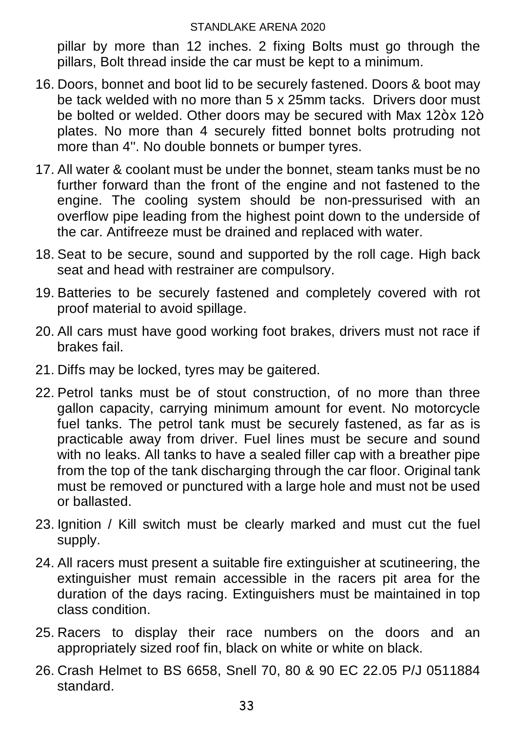pillar by more than 12 inches. 2 fixing Bolts must go through the pillars, Bolt thread inside the car must be kept to a minimum.

16. Doors, bonnet and boot lid to be securely fastened. Doors & boot may be tack welded with no more than 5 x 25mm tacks. Drivers door must be bolted or welded. Other doors may be secured with Max 12òx 12ò plates. No more than 4 securely fitted bonnet bolts protruding not more than 4''. No double bonnets or bumper tyres.
17. All water & coolant must be under the bonnet, steam tanks must be no further forward than the front of the engine and not fastened to the engine. The cooling system should be non-pressurised with an overflow pipe leading from the highest point down to the underside of the car. Antifreeze must be drained and replaced with water.
18. Seat to be secure, sound and supported by the roll cage. High back seat and head with restrainer are compulsory.
19. Batteries to be securely fastened and completely covered with rot proof material to avoid spillage.
20. All cars must have good working foot brakes, drivers must not race if brakes fail.
21. Diffs may be locked, tyres may be gaitered.
22. Petrol tanks must be of stout construction, of no more than three gallon capacity, carrying minimum amount for event. No motorcycle fuel tanks. The petrol tank must be securely fastened, as far as is practicable away from driver. Fuel lines must be secure and sound with no leaks. All tanks to have a sealed filler cap with a breather pipe from the top of the tank discharging through the car floor. Original tank must be removed or punctured with a large hole and must not be used or ballasted.
23. Ignition / Kill switch must be clearly marked and must cut the fuel supply.
24. All racers must present a suitable fire extinguisher at scutineering, the extinguisher must remain accessible in the racers pit area for the duration of the days racing. Extinguishers must be maintained in top class condition.
25. Racers to display their race numbers on the doors and an appropriately sized roof fin, black on white or white on black.
26. Crash Helmet to BS 6658, Snell 70, 80 & 90 EC 22.05 P/J 0511884 standard.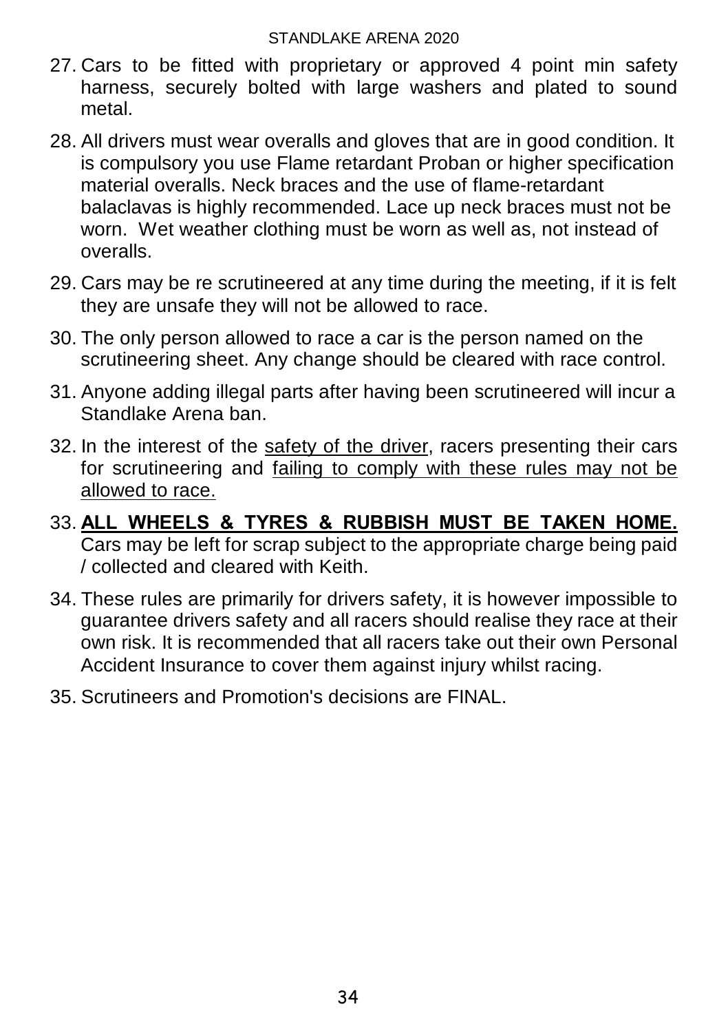27. Cars to be fitted with proprietary or approved 4 point min safety harness, securely bolted with large washers and plated to sound metal.

28. All drivers must wear overalls and gloves that are in good condition. It is compulsory you use Flame retardant Proban or higher specification material overalls. Neck braces and the use of flame-retardant balaclavas is highly recommended. Lace up neck braces must not be worn. Wet weather clothing must be worn as well as, not instead of overalls.

29. Cars may be re scrutineered at any time during the meeting, if it is felt they are unsafe they will not be allowed to race.

30. The only person allowed to race a car is the person named on the scrutineering sheet. Any change should be cleared with race control.

31. Anyone adding illegal parts after having been scrutineered will incur a Standlake Arena ban.

32. In the interest of the <u>safety of the driver</u>, racers presenting their cars for scrutineering and <u>failing to comply with these rules may not be allowed to race.</u>

33. **<u>ALL WHEELS & TYRES & RUBBISH MUST BE TAKEN HOME.</u>** Cars may be left for scrap subject to the appropriate charge being paid / collected and cleared with Keith.

34. These rules are primarily for drivers safety, it is however impossible to guarantee drivers safety and all racers should realise they race at their own risk. It is recommended that all racers take out their own Personal Accident Insurance to cover them against injury whilst racing.

35. Scrutineers and Promotion's decisions are FINAL.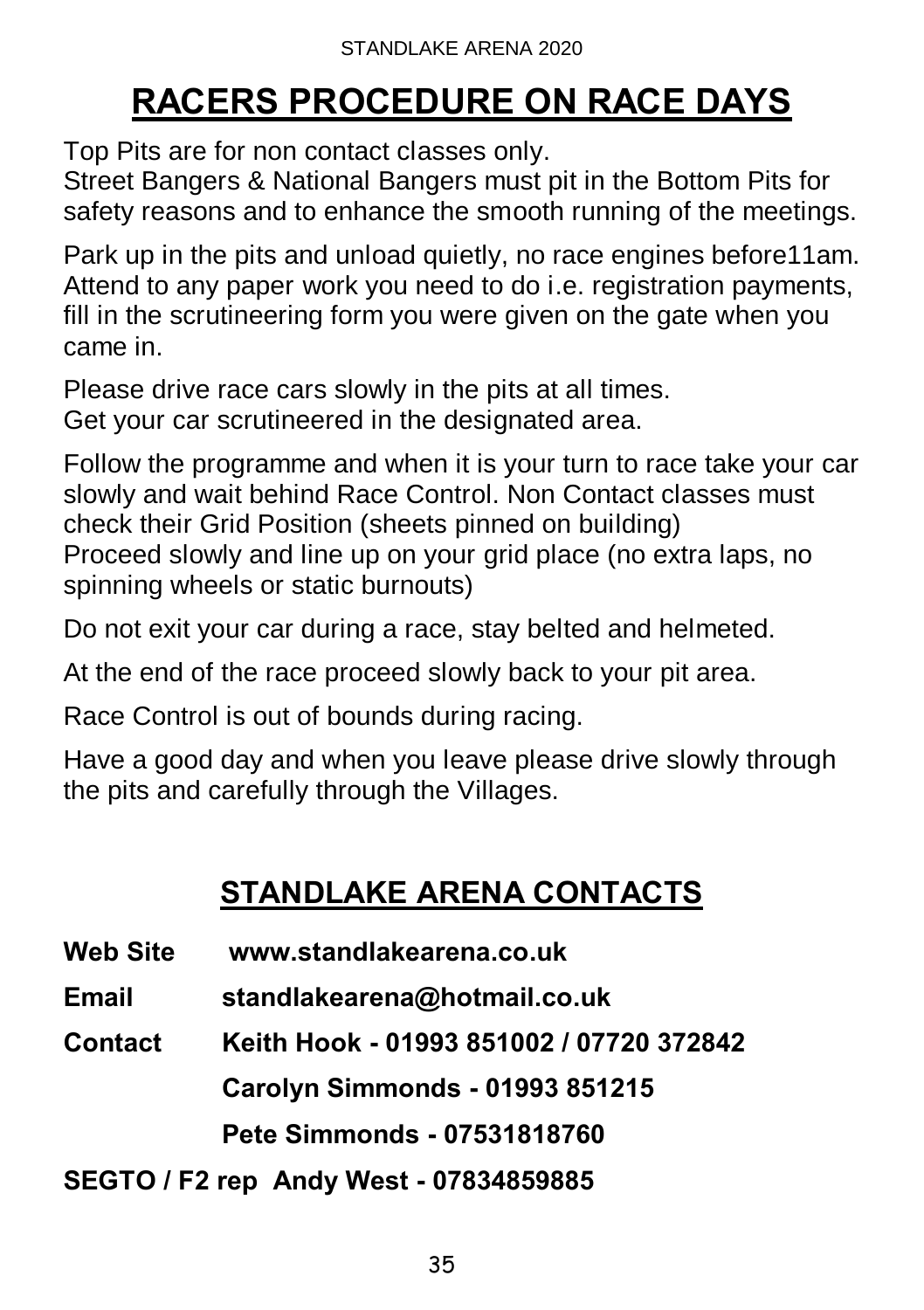# RACERS PROCEDURE ON RACE DAYS

Top Pits are for non contact classes only.
Street Bangers & National Bangers must pit in the Bottom Pits for safety reasons and to enhance the smooth running of the meetings.

Park up in the pits and unload quietly, no race engines before11am. Attend to any paper work you need to do i.e. registration payments, fill in the scrutineering form you were given on the gate when you came in.

Please drive race cars slowly in the pits at all times.
Get your car scrutineered in the designated area.

Follow the programme and when it is your turn to race take your car slowly and wait behind Race Control. Non Contact classes must check their Grid Position (sheets pinned on building)
Proceed slowly and line up on your grid place (no extra laps, no spinning wheels or static burnouts)

Do not exit your car during a race, stay belted and helmeted.

At the end of the race proceed slowly back to your pit area.

Race Control is out of bounds during racing.

Have a good day and when you leave please drive slowly through the pits and carefully through the Villages.

## STANDLAKE ARENA CONTACTS

**Web Site** **www.standlakearena.co.uk**

**Email** **standlakearena@hotmail.co.uk**

**Contact** **Keith Hook - 01993 851002 / 07720 372842**

**Carolyn Simmonds - 01993 851215**

**Pete Simmonds - 07531818760**

**SEGTO / F2 rep Andy West - 07834859885**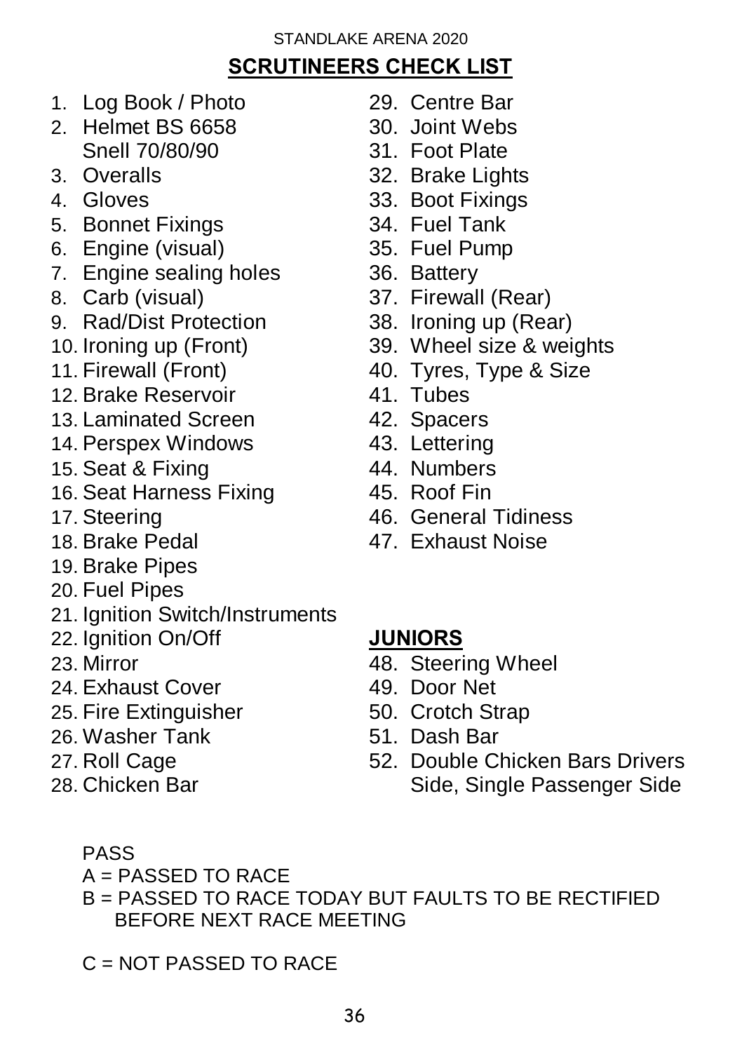STANDLAKE ARENA 2020

## SCRUTINEERS CHECK LIST

1. Log Book / Photo
2. Helmet BS 6658
   Snell 70/80/90
3. Overalls
4. Gloves
5. Bonnet Fixings
6. Engine (visual)
7. Engine sealing holes
8. Carb (visual)
9. Rad/Dist Protection
10. Ironing up (Front)
11. Firewall (Front)
12. Brake Reservoir
13. Laminated Screen
14. Perspex Windows
15. Seat & Fixing
16. Seat Harness Fixing
17. Steering
18. Brake Pedal
19. Brake Pipes
20. Fuel Pipes
21. Ignition Switch/Instruments
22. Ignition On/Off
23. Mirror
24. Exhaust Cover
25. Fire Extinguisher
26. Washer Tank
27. Roll Cage
28. Chicken Bar
29. Centre Bar
30. Joint Webs
31. Foot Plate
32. Brake Lights
33. Boot Fixings
34. Fuel Tank
35. Fuel Pump
36. Battery
37. Firewall (Rear)
38. Ironing up (Rear)
39. Wheel size & weights
40. Tyres, Type & Size
41. Tubes
42. Spacers
43. Lettering
44. Numbers
45. Roof Fin
46. General Tidiness
47. Exhaust Noise

### JUNIORS

48. Steering Wheel
49. Door Net
50. Crotch Strap
51. Dash Bar
52. Double Chicken Bars Drivers Side, Single Passenger Side

PASS

A = PASSED TO RACE

B = PASSED TO RACE TODAY BUT FAULTS TO BE RECTIFIED BEFORE NEXT RACE MEETING

C = NOT PASSED TO RACE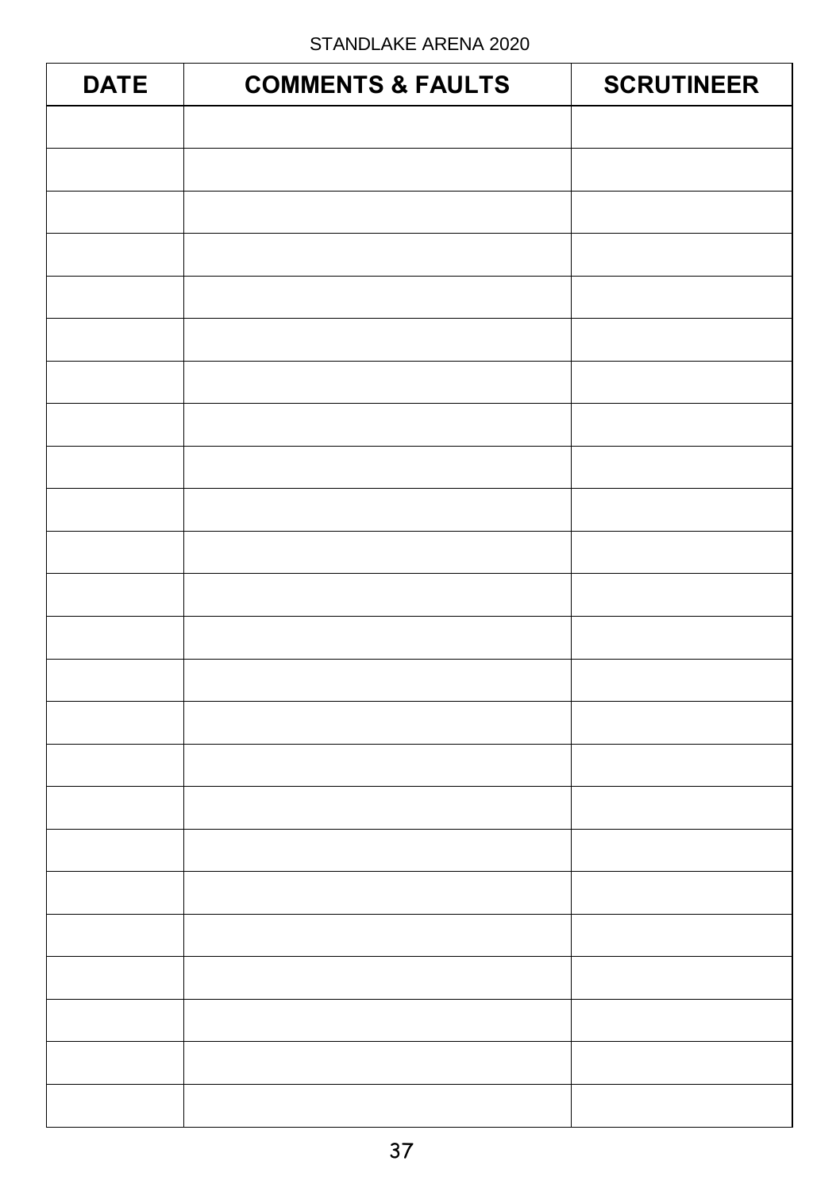| DATE | COMMENTS & FAULTS | SCRUTINEER |
|---|---|---|
| | | |
| | | |
| | | |
| | | |
| | | |
| | | |
| | | |
| | | |
| | | |
| | | |
| | | |
| | | |
| | | |
| | | |
| | | |
| | | |
| | | |
| | | |
| | | |
| | | |
| | | |
| | | |
| | | |
| | | |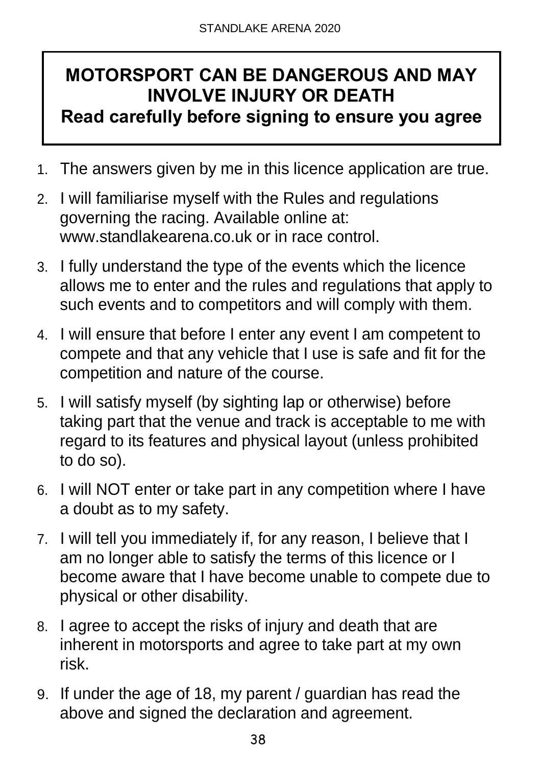**MOTORSPORT CAN BE DANGEROUS AND MAY INVOLVE INJURY OR DEATH**

**Read carefully before signing to ensure you agree**

1. The answers given by me in this licence application are true.
2. I will familiarise myself with the Rules and regulations governing the racing. Available online at: www.standlakearena.co.uk or in race control.
3. I fully understand the type of the events which the licence allows me to enter and the rules and regulations that apply to such events and to competitors and will comply with them.
4. I will ensure that before I enter any event I am competent to compete and that any vehicle that I use is safe and fit for the competition and nature of the course.
5. I will satisfy myself (by sighting lap or otherwise) before taking part that the venue and track is acceptable to me with regard to its features and physical layout (unless prohibited to do so).
6. I will NOT enter or take part in any competition where I have a doubt as to my safety.
7. I will tell you immediately if, for any reason, I believe that I am no longer able to satisfy the terms of this licence or I become aware that I have become unable to compete due to physical or other disability.
8. I agree to accept the risks of injury and death that are inherent in motorsports and agree to take part at my own risk.
9. If under the age of 18, my parent / guardian has read the above and signed the declaration and agreement.